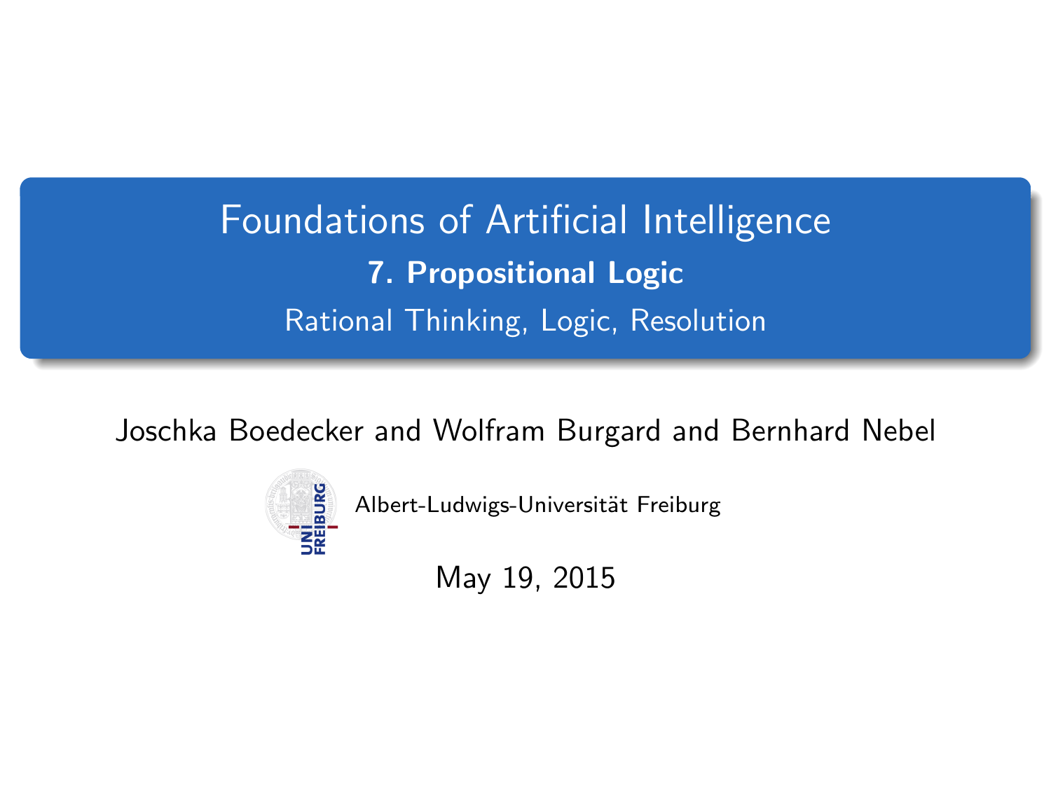# Foundations of Artificial Intelligence

## 7. Propositional Logic

Rational Thinking, Logic, Resolution

Joschka Boedecker and Wolfram Burgard and Bernhard Nebel

Albert-Ludwigs-Universität Freiburg

May 19, 2015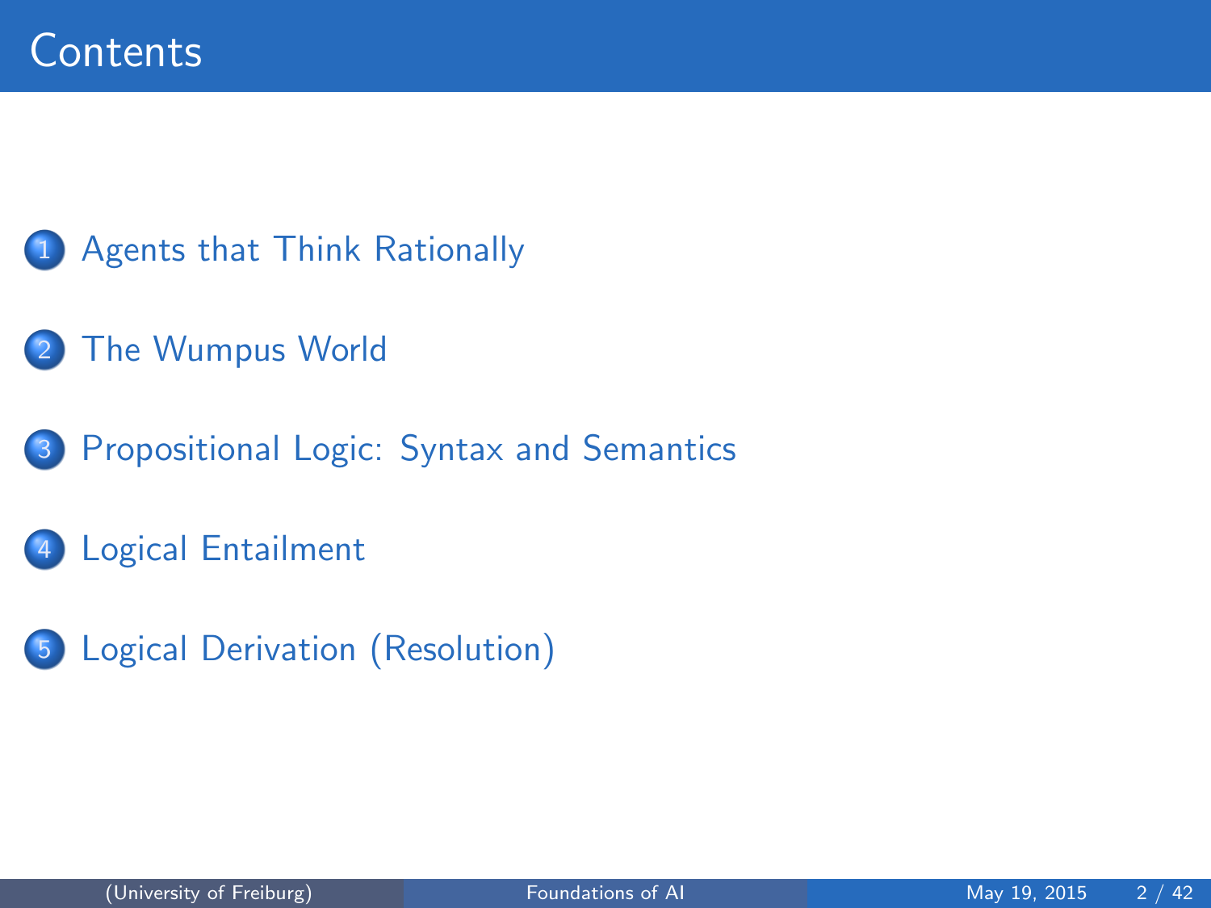# Contents

1. Agents that Think Rationally
2. The Wumpus World
3. Propositional Logic: Syntax and Semantics
4. Logical Entailment
5. Logical Derivation (Resolution)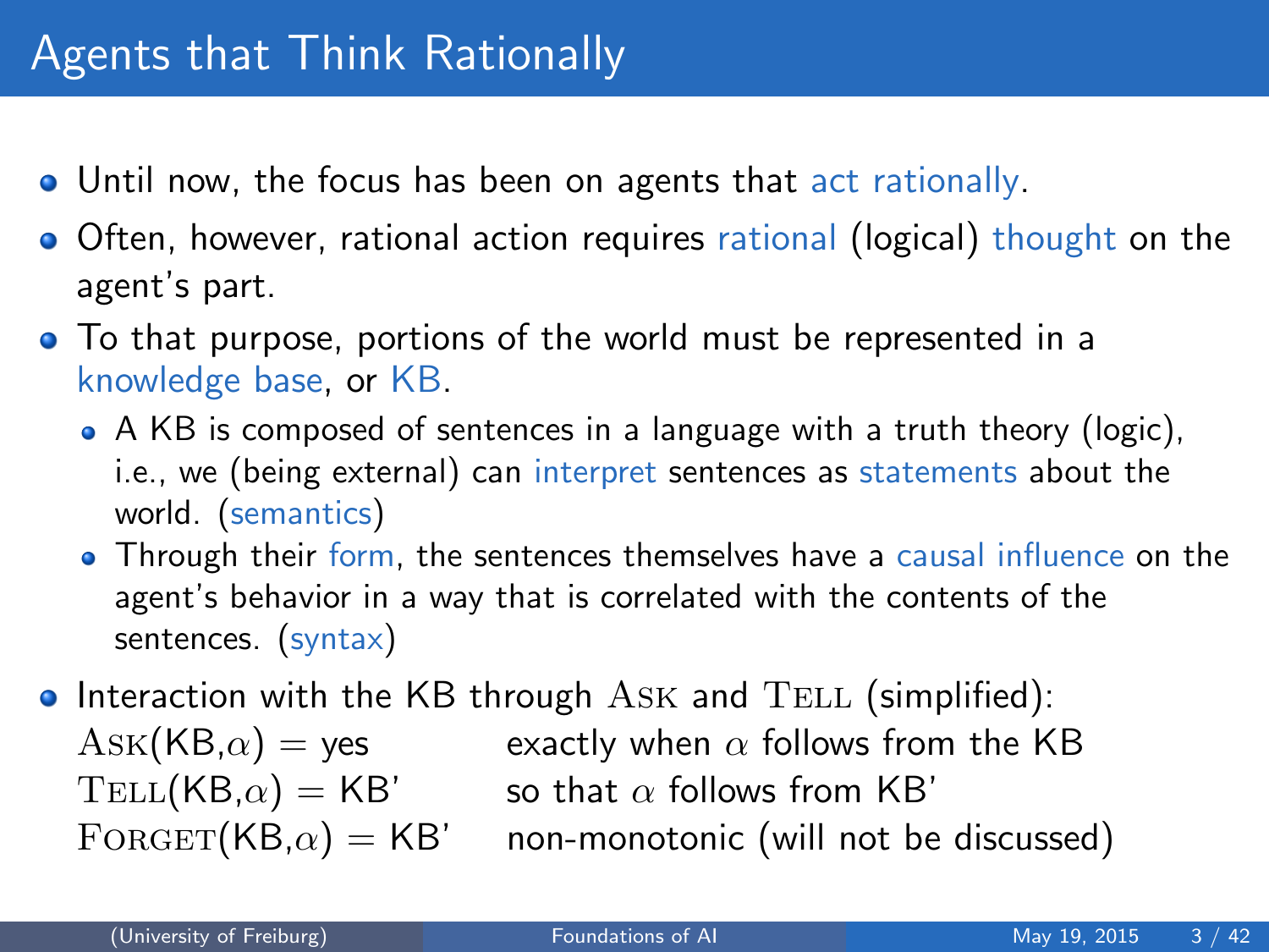# Agents that Think Rationally

- Until now, the focus has been on agents that act rationally.
- Often, however, rational action requires rational (logical) thought on the agent's part.
- To that purpose, portions of the world must be represented in a knowledge base, or KB.
  - A KB is composed of sentences in a language with a truth theory (logic), i.e., we (being external) can interpret sentences as statements about the world. (semantics)
  - Through their form, the sentences themselves have a causal influence on the agent's behavior in a way that is correlated with the contents of the sentences. (syntax)
- Interaction with the KB through ASK and TELL (simplified):

| | |
|---|---|
| ASK(KB,$\alpha$) = yes | exactly when $\alpha$ follows from the KB |
| TELL(KB,$\alpha$) = KB' | so that $\alpha$ follows from KB' |
| FORGET(KB,$\alpha$) = KB' | non-monotonic (will not be discussed) |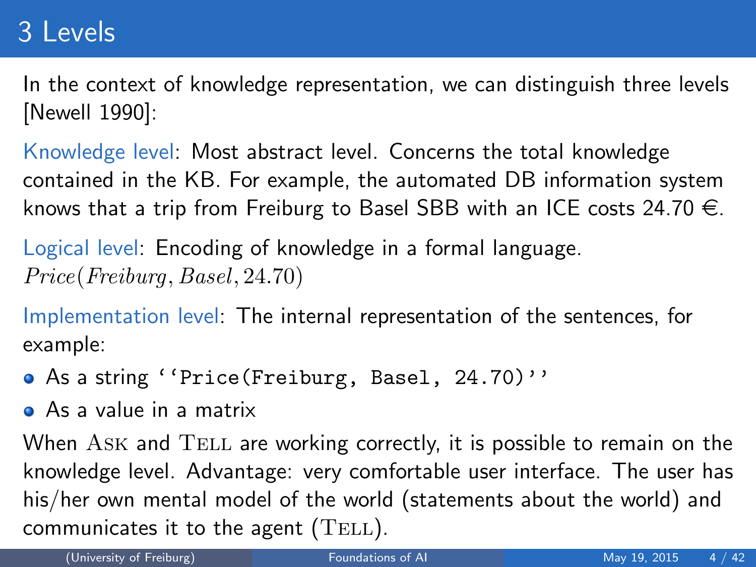# 3 Levels

In the context of knowledge representation, we can distinguish three levels [Newell 1990]:

Knowledge level: Most abstract level. Concerns the total knowledge contained in the KB. For example, the automated DB information system knows that a trip from Freiburg to Basel SBB with an ICE costs 24.70 €.

Logical level: Encoding of knowledge in a formal language.
$Price(Freiburg, Basel, 24.70)$

Implementation level: The internal representation of the sentences, for example:

- As a string `‘‘Price(Freiburg, Basel, 24.70)’’`
- As a value in a matrix

When Ask and Tell are working correctly, it is possible to remain on the knowledge level. Advantage: very comfortable user interface. The user has his/her own mental model of the world (statements about the world) and communicates it to the agent (Tell).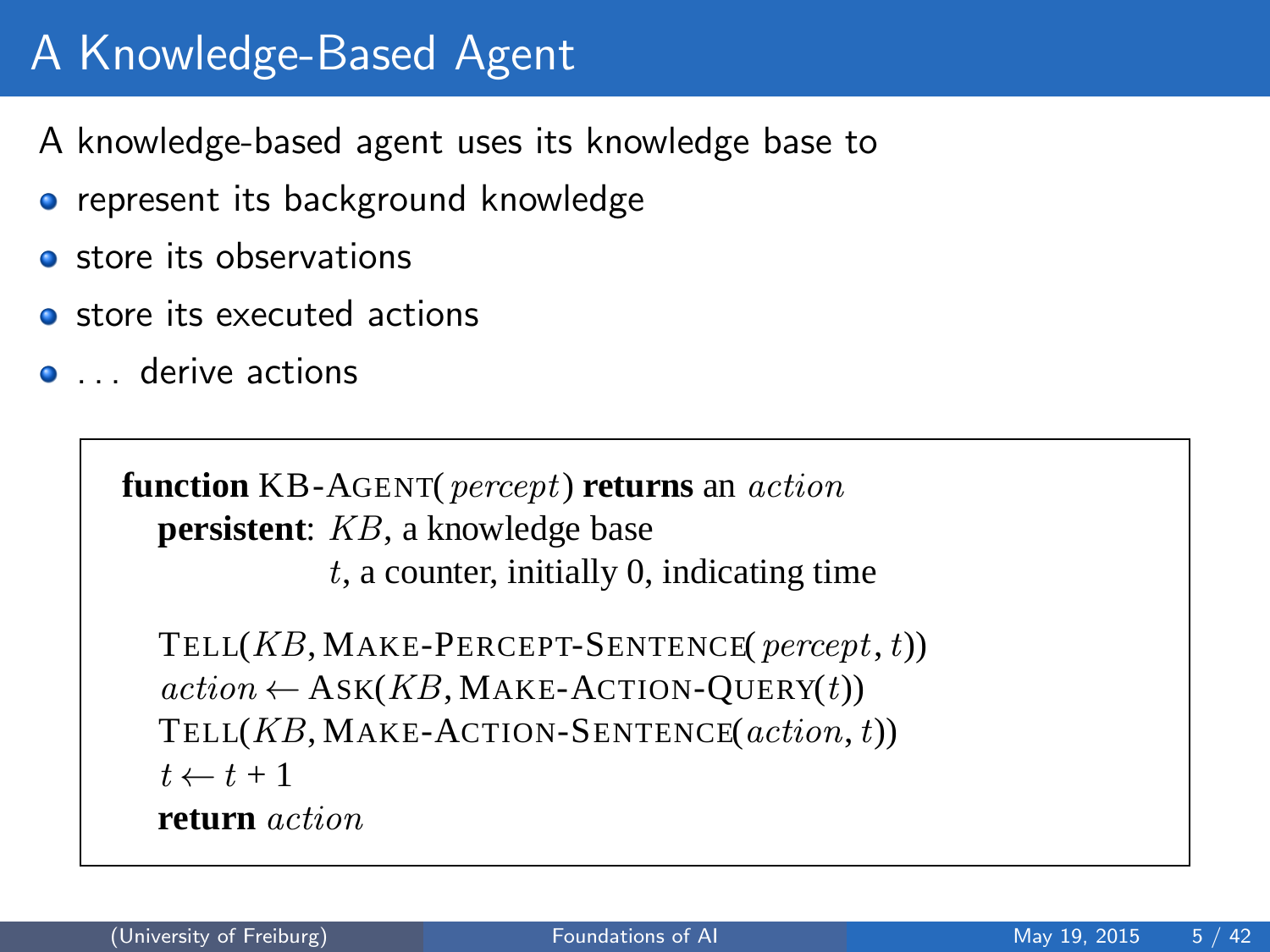# A Knowledge-Based Agent

A knowledge-based agent uses its knowledge base to

- represent its background knowledge
- store its observations
- store its executed actions
- ... derive actions

```
function KB-AGENT(percept) returns an action
   persistent: KB, a knowledge base
               t, a counter, initially 0, indicating time

   TELL(KB, MAKE-PERCEPT-SENTENCE(percept, t))
   action ← ASK(KB, MAKE-ACTION-QUERY(t))
   TELL(KB, MAKE-ACTION-SENTENCE(action, t))
   t ← t + 1
   return action
```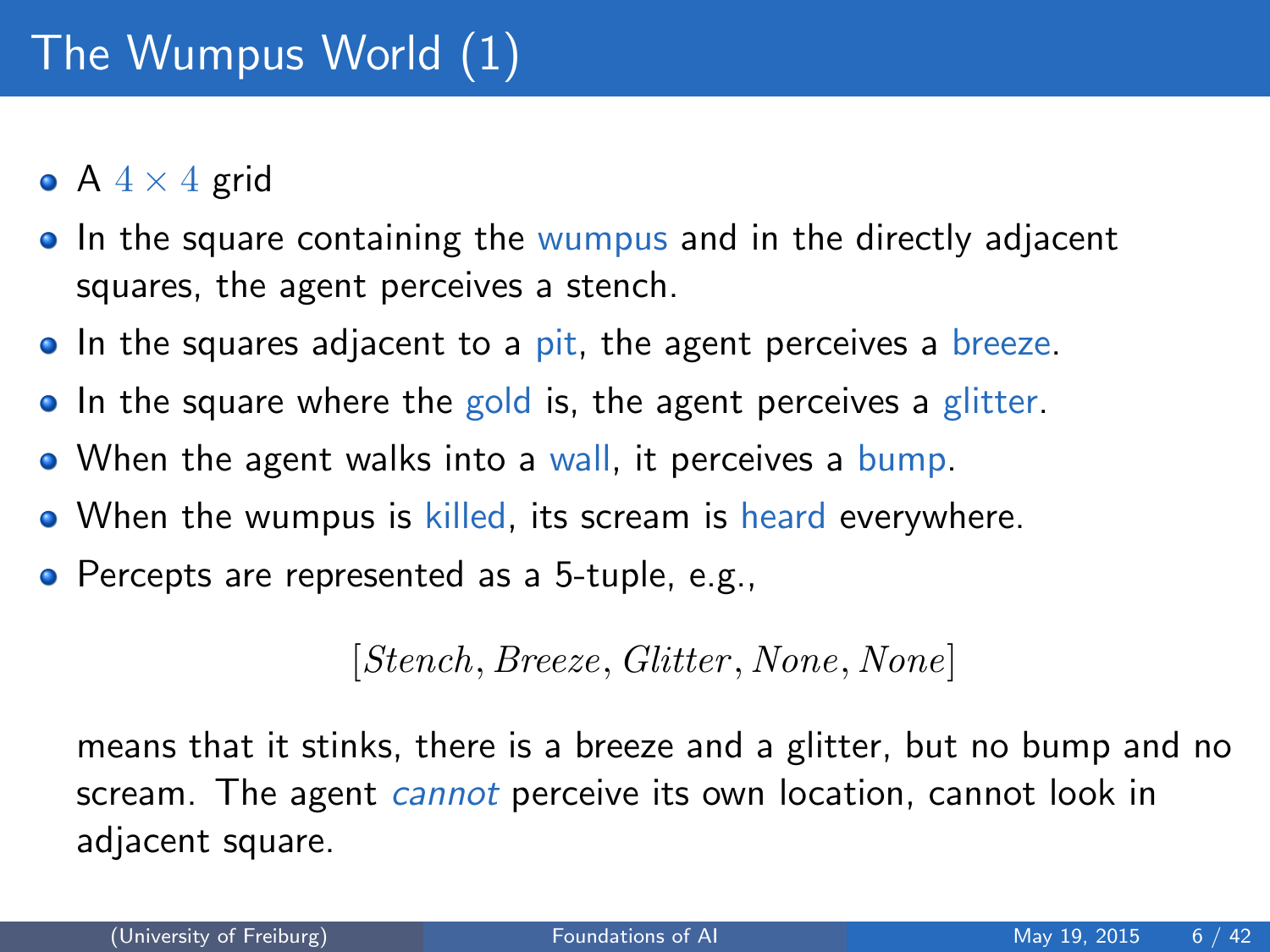# The Wumpus World (1)

- A $4 \times 4$ grid
- In the square containing the wumpus and in the directly adjacent squares, the agent perceives a stench.
- In the squares adjacent to a pit, the agent perceives a breeze.
- In the square where the gold is, the agent perceives a glitter.
- When the agent walks into a wall, it perceives a bump.
- When the wumpus is killed, its scream is heard everywhere.
- Percepts are represented as a 5-tuple, e.g.,

$$[Stench, Breeze, Glitter, None, None]$$

  means that it stinks, there is a breeze and a glitter, but no bump and no scream. The agent *cannot* perceive its own location, cannot look in adjacent square.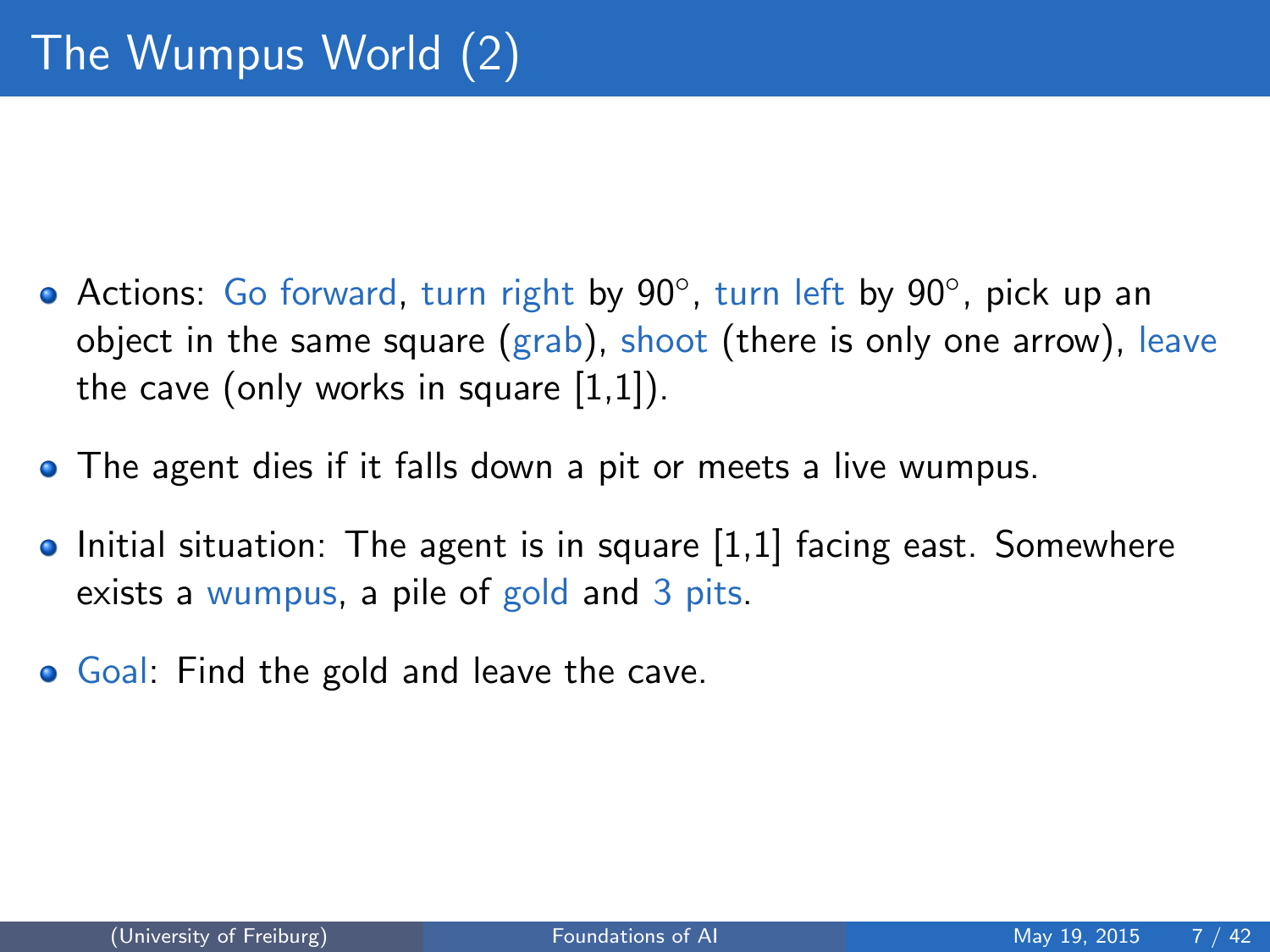# The Wumpus World (2)

- Actions: Go forward, turn right by $90^\circ$, turn left by $90^\circ$, pick up an object in the same square (grab), shoot (there is only one arrow), leave the cave (only works in square [1,1]).
- The agent dies if it falls down a pit or meets a live wumpus.
- Initial situation: The agent is in square [1,1] facing east. Somewhere exists a wumpus, a pile of gold and 3 pits.
- Goal: Find the gold and leave the cave.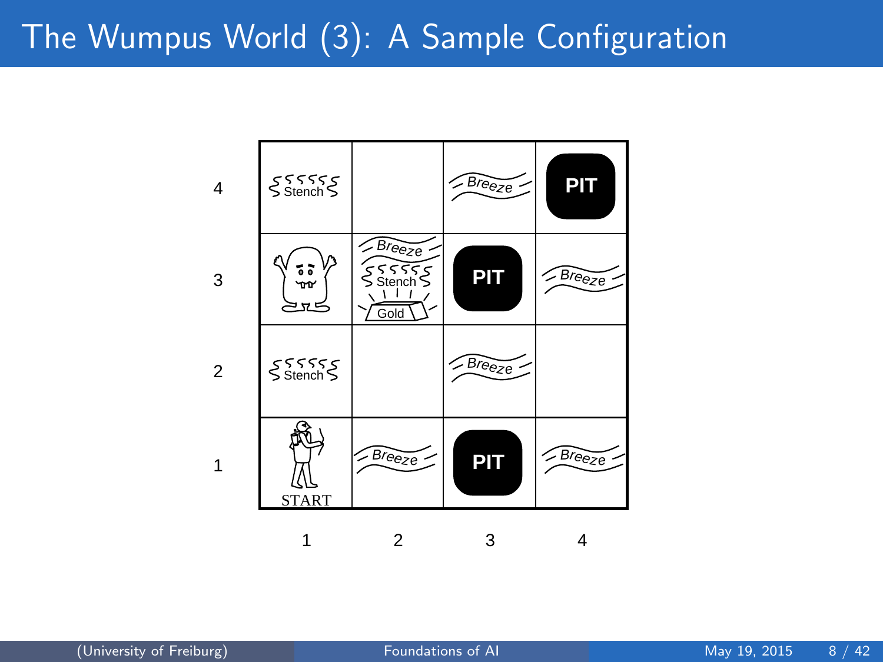# The Wumpus World (3): A Sample Configuration

| | 1 | 2 | 3 | 4 |
|---|---|---|---|---|
| **4** | Stench | | Breeze | PIT |
| **3** | Wumpus | Breeze, Stench, Gold | PIT | Breeze |
| **2** | Stench | | Breeze | |
| **1** | START | Breeze | PIT | Breeze |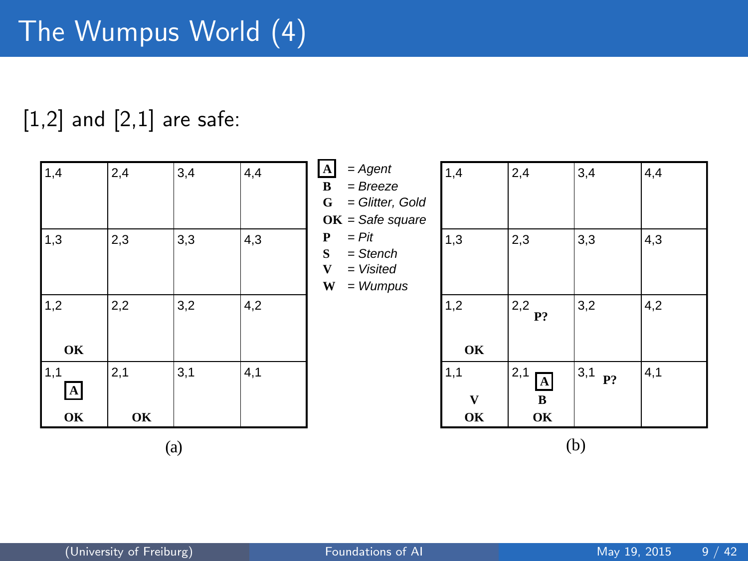# The Wumpus World (4)

[1,2] and [2,1] are safe:

(a)

| | | | |
|---|---|---|---|
| 1,4 | 2,4 | 3,4 | 4,4 |
| 1,3 | 2,3 | 3,3 | 4,3 |
| 1,2 **OK** | 2,2 | 3,2 | 4,2 |
| 1,1 **A** **OK** | 2,1 **OK** | 3,1 | 4,1 |

**A** = *Agent*
**B** = *Breeze*
**G** = *Glitter, Gold*
**OK** = *Safe square*
**P** = *Pit*
**S** = *Stench*
**V** = *Visited*
**W** = *Wumpus*

(b)

| | | | |
|---|---|---|---|
| 1,4 | 2,4 | 3,4 | 4,4 |
| 1,3 | 2,3 | 3,3 | 4,3 |
| 1,2 **OK** | 2,2 **P?** | 3,2 | 4,2 |
| 1,1 **V** **OK** | 2,1 **A** **B** **OK** | 3,1 **P?** | 4,1 |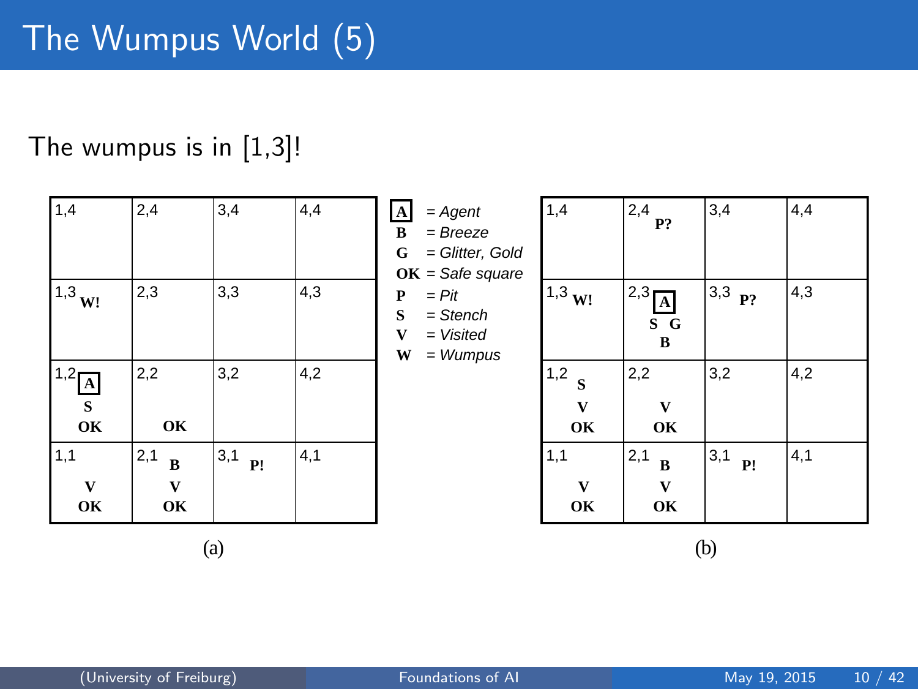# The Wumpus World (5)

The wumpus is in [1,3]!

(a)

| | | | |
|---|---|---|---|
| 1,4 | 2,4 | 3,4 | 4,4 |
| 1,3 **W!** | 2,3 | 3,3 | 4,3 |
| 1,2 **A** **S** **OK** | 2,2 **OK** | 3,2 | 4,2 |
| 1,1 **V** **OK** | 2,1 **B** **V** **OK** | 3,1 **P!** | 4,1 |

Legend:

- **A** = *Agent*
- **B** = *Breeze*
- **G** = *Glitter, Gold*
- **OK** = *Safe square*
- **P** = *Pit*
- **S** = *Stench*
- **V** = *Visited*
- **W** = *Wumpus*

(b)

| | | | |
|---|---|---|---|
| 1,4 | 2,4 **P?** | 3,4 | 4,4 |
| 1,3 **W!** | 2,3 **A** **S G** **B** | 3,3 **P?** | 4,3 |
| 1,2 **S** **V** **OK** | 2,2 **V** **OK** | 3,2 | 4,2 |
| 1,1 **V** **OK** | 2,1 **B** **V** **OK** | 3,1 **P!** | 4,1 |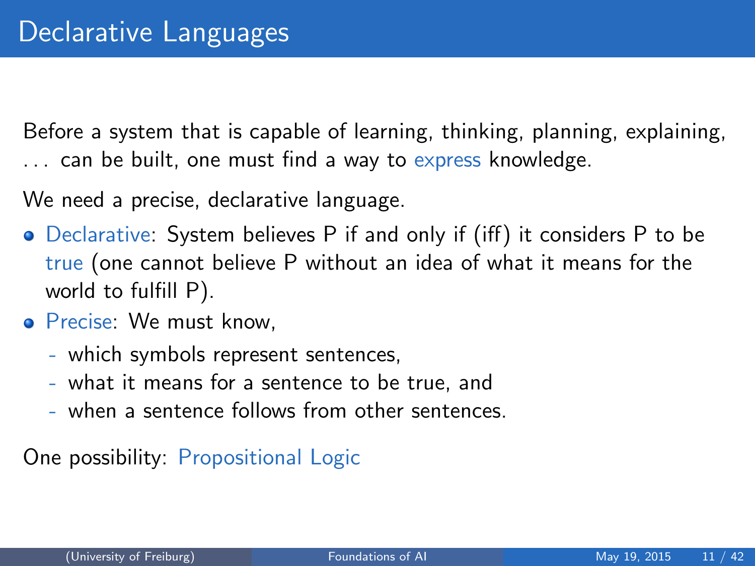# Declarative Languages

Before a system that is capable of learning, thinking, planning, explaining, . . . can be built, one must find a way to express knowledge.

We need a precise, declarative language.

- Declarative: System believes P if and only if (iff) it considers P to be true (one cannot believe P without an idea of what it means for the world to fulfill P).
- Precise: We must know,
  - which symbols represent sentences,
  - what it means for a sentence to be true, and
  - when a sentence follows from other sentences.

One possibility: Propositional Logic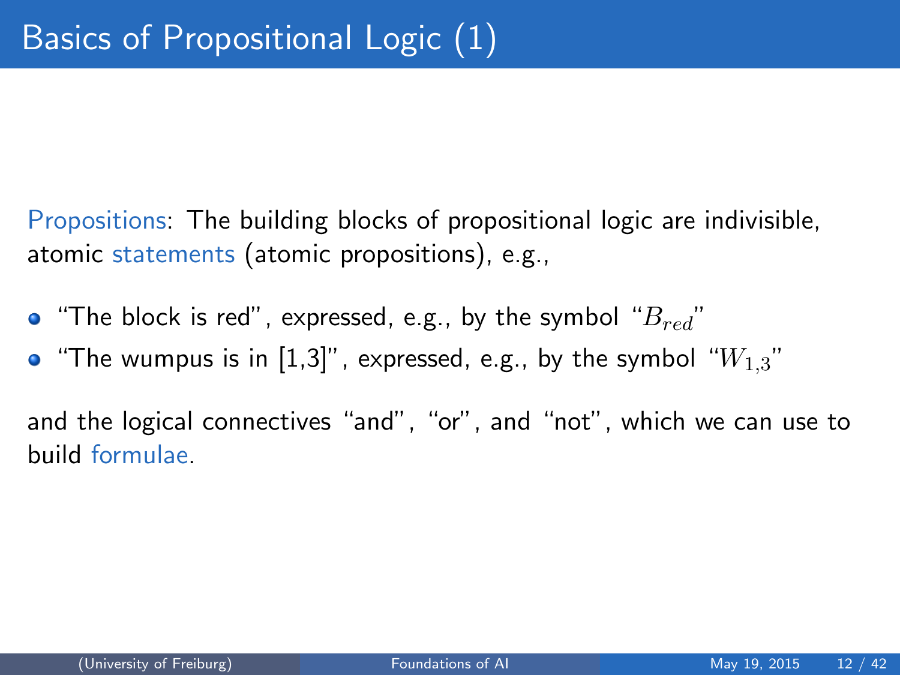# Basics of Propositional Logic (1)

Propositions: The building blocks of propositional logic are indivisible, atomic statements (atomic propositions), e.g.,

- "The block is red", expressed, e.g., by the symbol "$B_{red}$"
- "The wumpus is in [1,3]", expressed, e.g., by the symbol "$W_{1,3}$"

and the logical connectives "and", "or", and "not", which we can use to build formulae.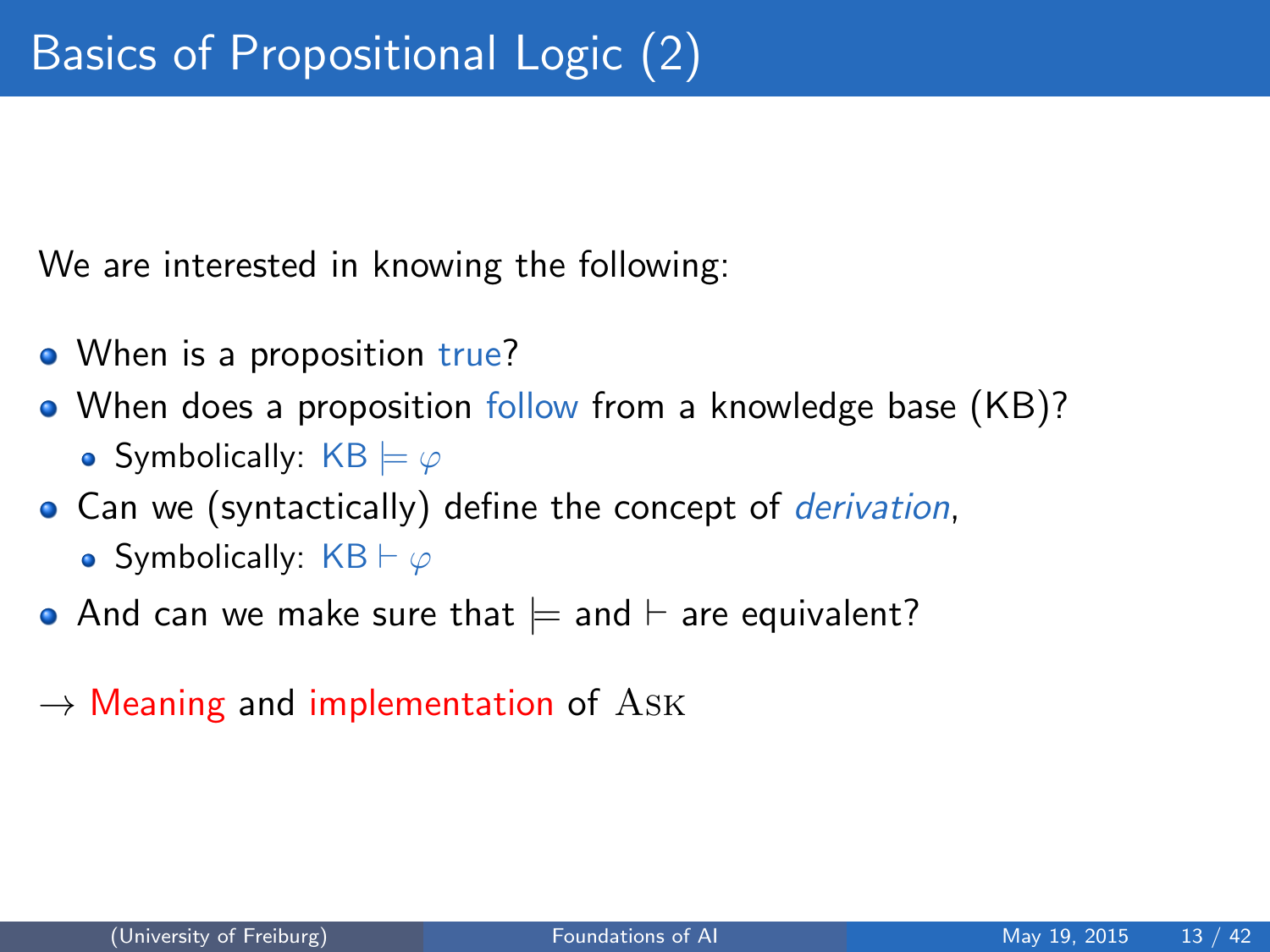# Basics of Propositional Logic (2)

We are interested in knowing the following:

- When is a proposition true?
- When does a proposition follow from a knowledge base (KB)?
  - Symbolically: KB $\models \varphi$
- Can we (syntactically) define the concept of *derivation*,
  - Symbolically: KB $\vdash \varphi$
- And can we make sure that $\models$ and $\vdash$ are equivalent?

$\rightarrow$ Meaning and implementation of ASK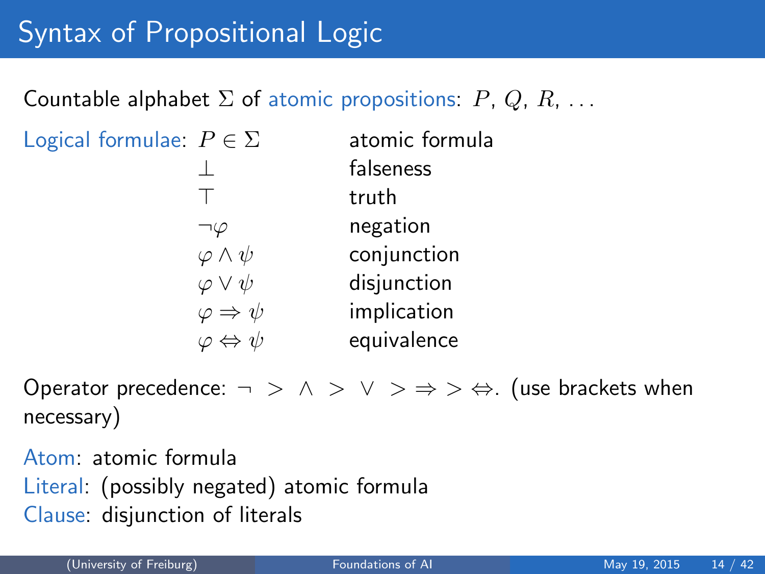# Syntax of Propositional Logic

Countable alphabet $\Sigma$ of atomic propositions: $P$, $Q$, $R$, ...

Logical formulae:

| | |
|---|---|
| $P \in \Sigma$ | atomic formula |
| $\bot$ | falseness |
| $\top$ | truth |
| $\neg\varphi$ | negation |
| $\varphi \land \psi$ | conjunction |
| $\varphi \lor \psi$ | disjunction |
| $\varphi \Rightarrow \psi$ | implication |
| $\varphi \Leftrightarrow \psi$ | equivalence |

Operator precedence: $\neg > \land > \lor > \Rightarrow > \Leftrightarrow$. (use brackets when necessary)

Atom: atomic formula
Literal: (possibly negated) atomic formula
Clause: disjunction of literals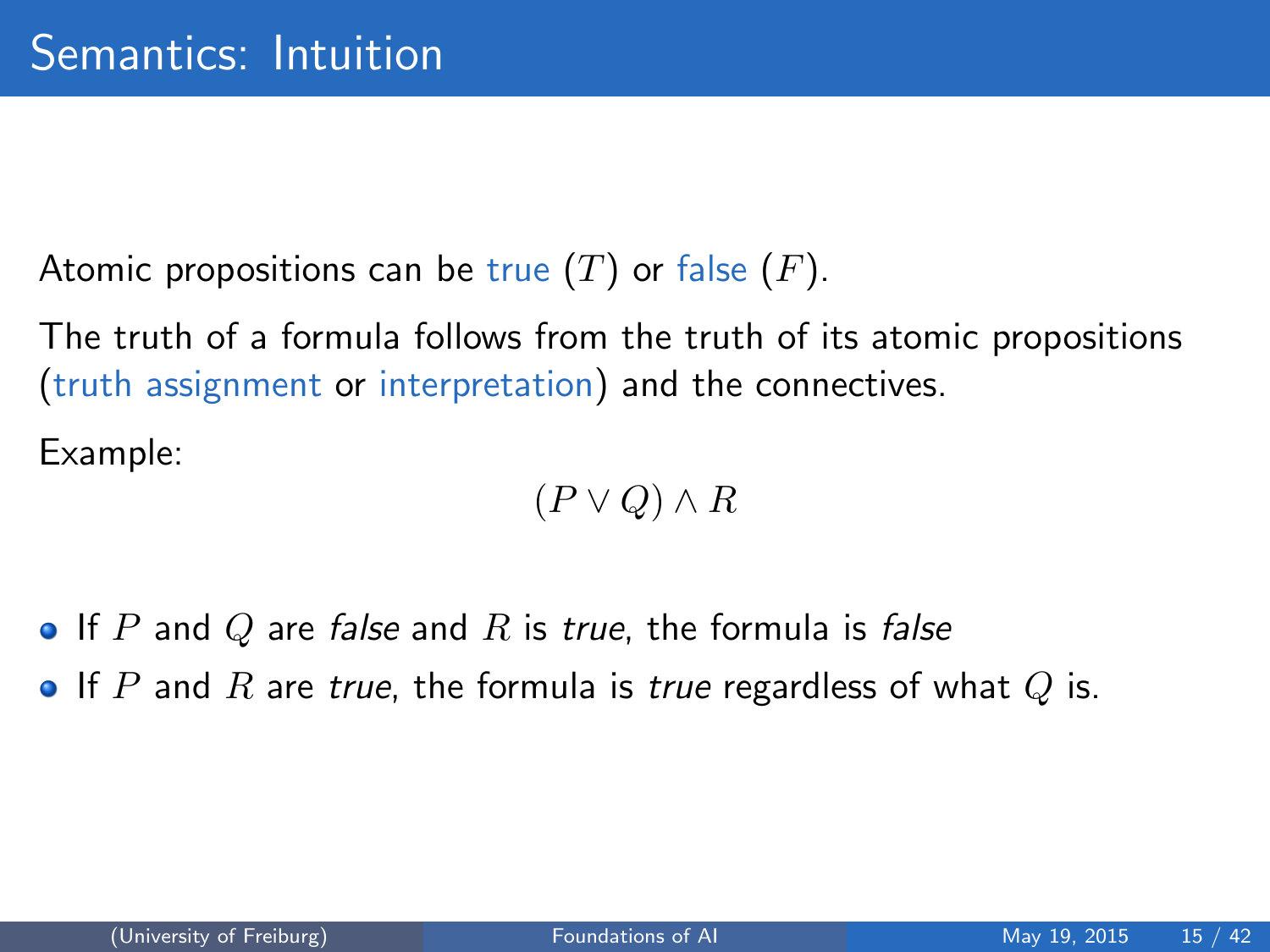# Semantics: Intuition

Atomic propositions can be true ($T$) or false ($F$).

The truth of a formula follows from the truth of its atomic propositions (truth assignment or interpretation) and the connectives.

Example:

$$(P \vee Q) \wedge R$$

- If $P$ and $Q$ are *false* and $R$ is *true*, the formula is *false*
- If $P$ and $R$ are *true*, the formula is *true* regardless of what $Q$ is.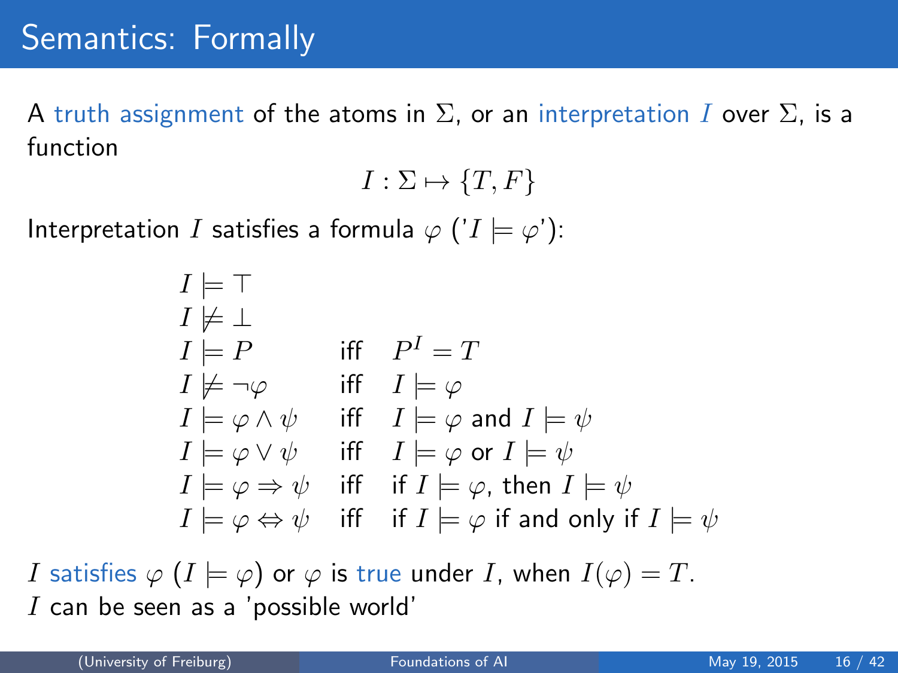# Semantics: Formally

A truth assignment of the atoms in $\Sigma$, or an interpretation $I$ over $\Sigma$, is a function

$$I : \Sigma \mapsto \{T, F\}$$

Interpretation $I$ satisfies a formula $\varphi$ ('$I \models \varphi$'):

$$
\begin{array}{lll}
I \models \top & & \\
I \not\models \bot & & \\
I \models P & \text{iff} & P^I = T \\
I \not\models \neg\varphi & \text{iff} & I \models \varphi \\
I \models \varphi \wedge \psi & \text{iff} & I \models \varphi \text{ and } I \models \psi \\
I \models \varphi \vee \psi & \text{iff} & I \models \varphi \text{ or } I \models \psi \\
I \models \varphi \Rightarrow \psi & \text{iff} & \text{if } I \models \varphi \text{, then } I \models \psi \\
I \models \varphi \Leftrightarrow \psi & \text{iff} & \text{if } I \models \varphi \text{ if and only if } I \models \psi
\end{array}
$$

$I$ satisfies $\varphi$ ($I \models \varphi$) or $\varphi$ is true under $I$, when $I(\varphi) = T$.
$I$ can be seen as a 'possible world'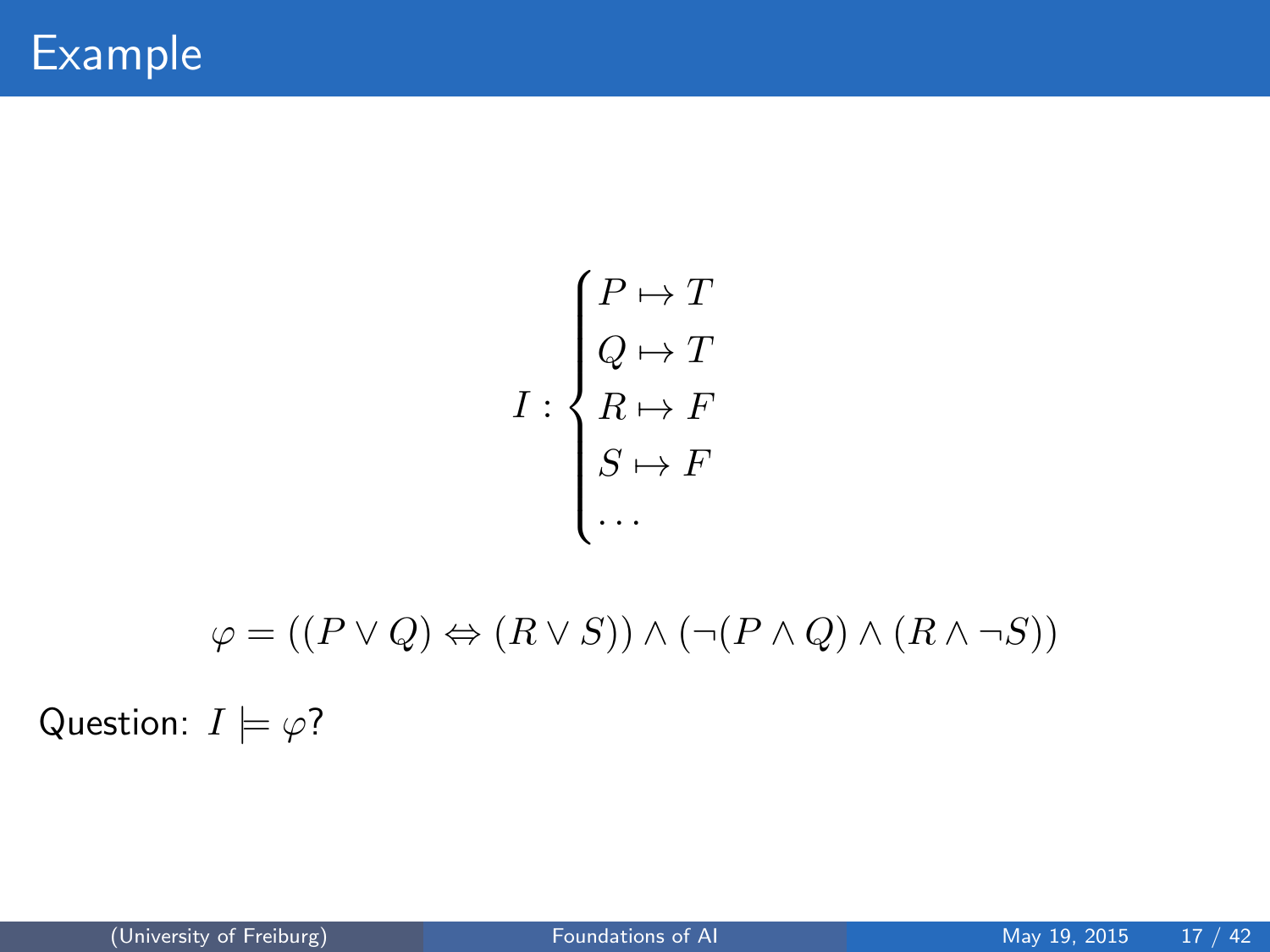# Example

$$I : \begin{cases} P \mapsto T \\ Q \mapsto T \\ R \mapsto F \\ S \mapsto F \\ \ldots \end{cases}$$

$$\varphi = ((P \vee Q) \Leftrightarrow (R \vee S)) \wedge (\neg(P \wedge Q) \wedge (R \wedge \neg S))$$

Question: $I \models \varphi$?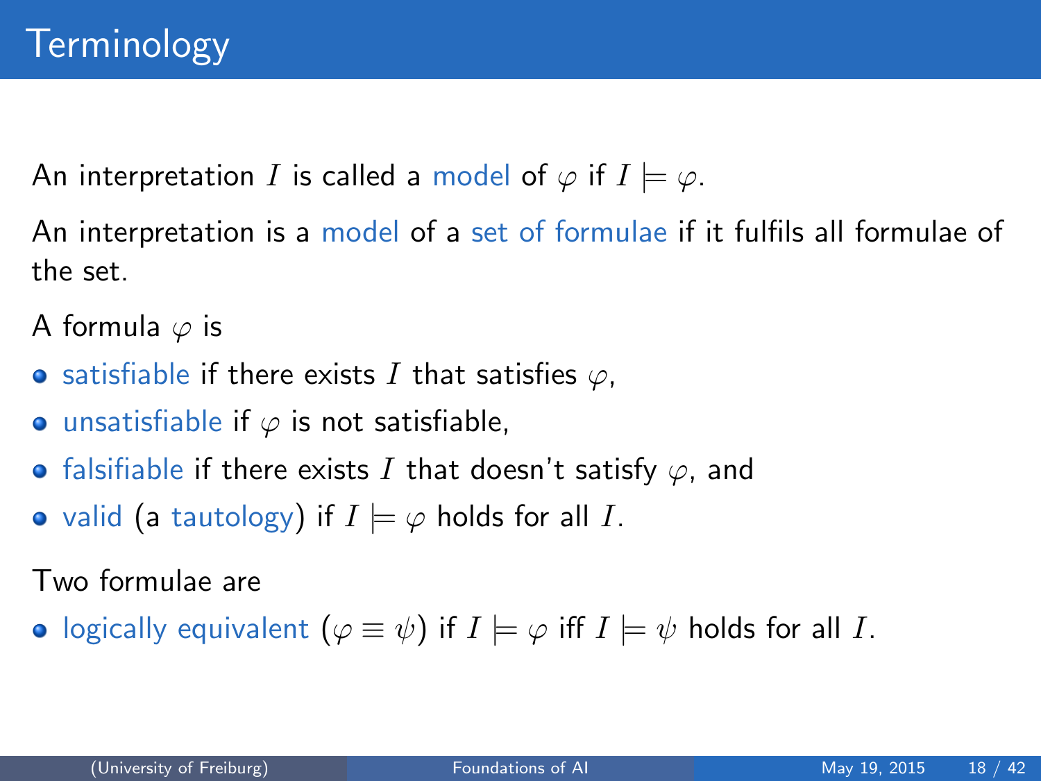# Terminology

An interpretation $I$ is called a model of $\varphi$ if $I \models \varphi$.

An interpretation is a model of a set of formulae if it fulfils all formulae of the set.

A formula $\varphi$ is

- satisfiable if there exists $I$ that satisfies $\varphi$,
- unsatisfiable if $\varphi$ is not satisfiable,
- falsifiable if there exists $I$ that doesn't satisfy $\varphi$, and
- valid (a tautology) if $I \models \varphi$ holds for all $I$.

Two formulae are

- logically equivalent ($\varphi \equiv \psi$) if $I \models \varphi$ iff $I \models \psi$ holds for all $I$.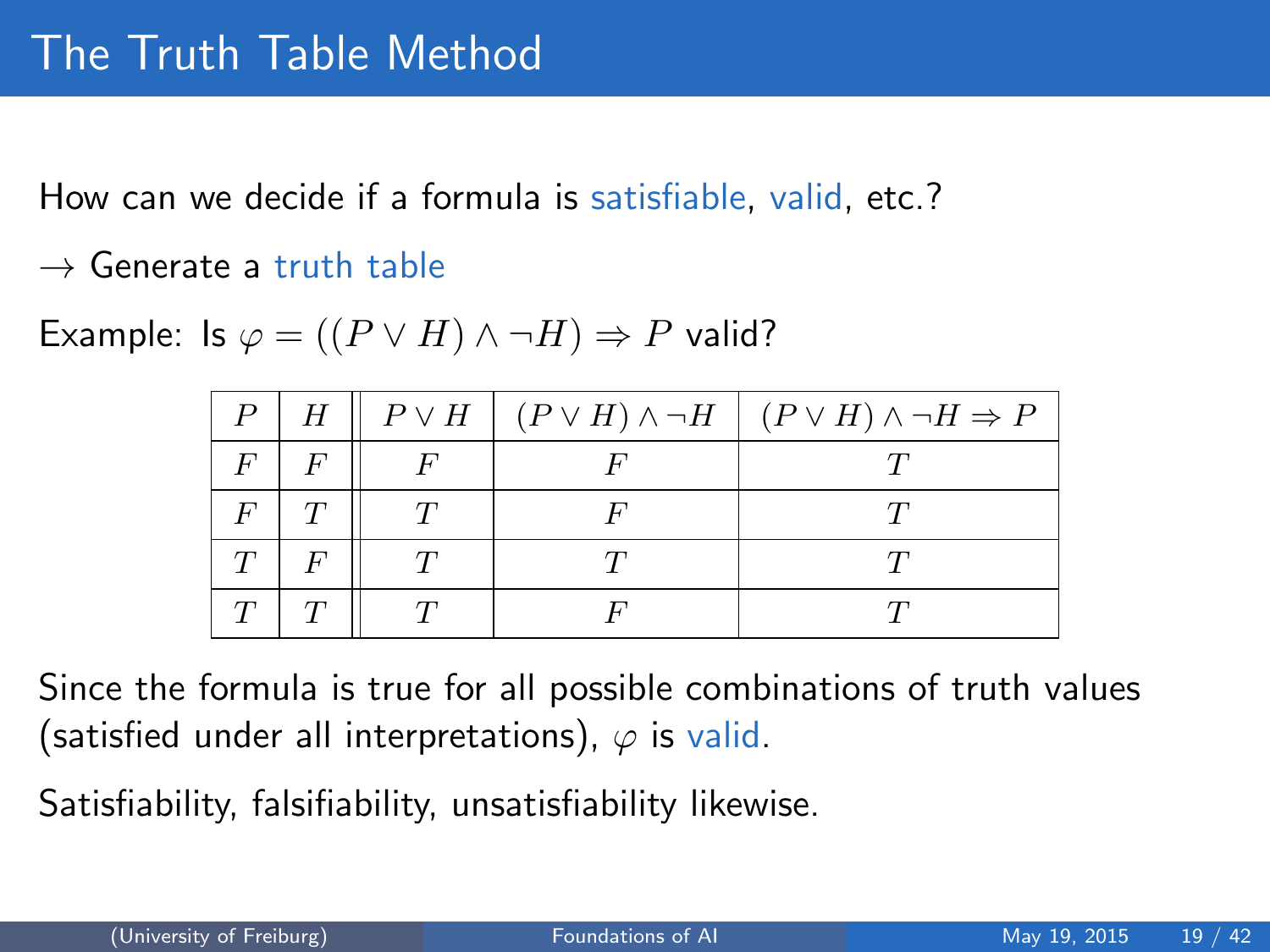# The Truth Table Method

How can we decide if a formula is satisfiable, valid, etc.?

→ Generate a truth table

Example: Is $\varphi = ((P \vee H) \wedge \neg H) \Rightarrow P$ valid?

| $P$ | $H$ | $P \vee H$ | $(P \vee H) \wedge \neg H$ | $(P \vee H) \wedge \neg H \Rightarrow P$ |
|---|---|---|---|---|
| $F$ | $F$ | $F$ | $F$ | $T$ |
| $F$ | $T$ | $T$ | $F$ | $T$ |
| $T$ | $F$ | $T$ | $T$ | $T$ |
| $T$ | $T$ | $T$ | $F$ | $T$ |

Since the formula is true for all possible combinations of truth values (satisfied under all interpretations), $\varphi$ is valid.

Satisfiability, falsifiability, unsatisfiability likewise.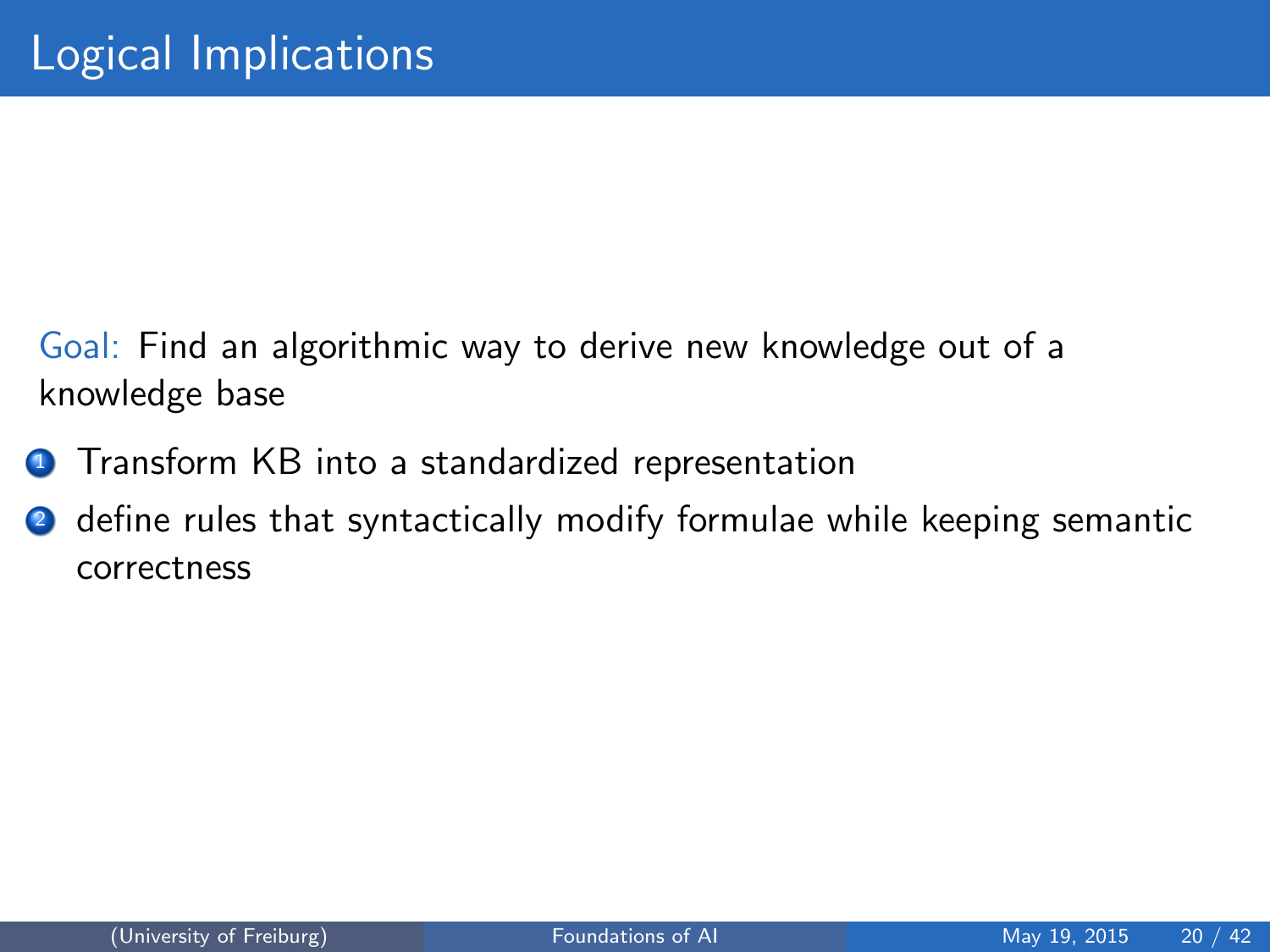# Logical Implications

Goal: Find an algorithmic way to derive new knowledge out of a knowledge base

1. Transform KB into a standardized representation
2. define rules that syntactically modify formulae while keeping semantic correctness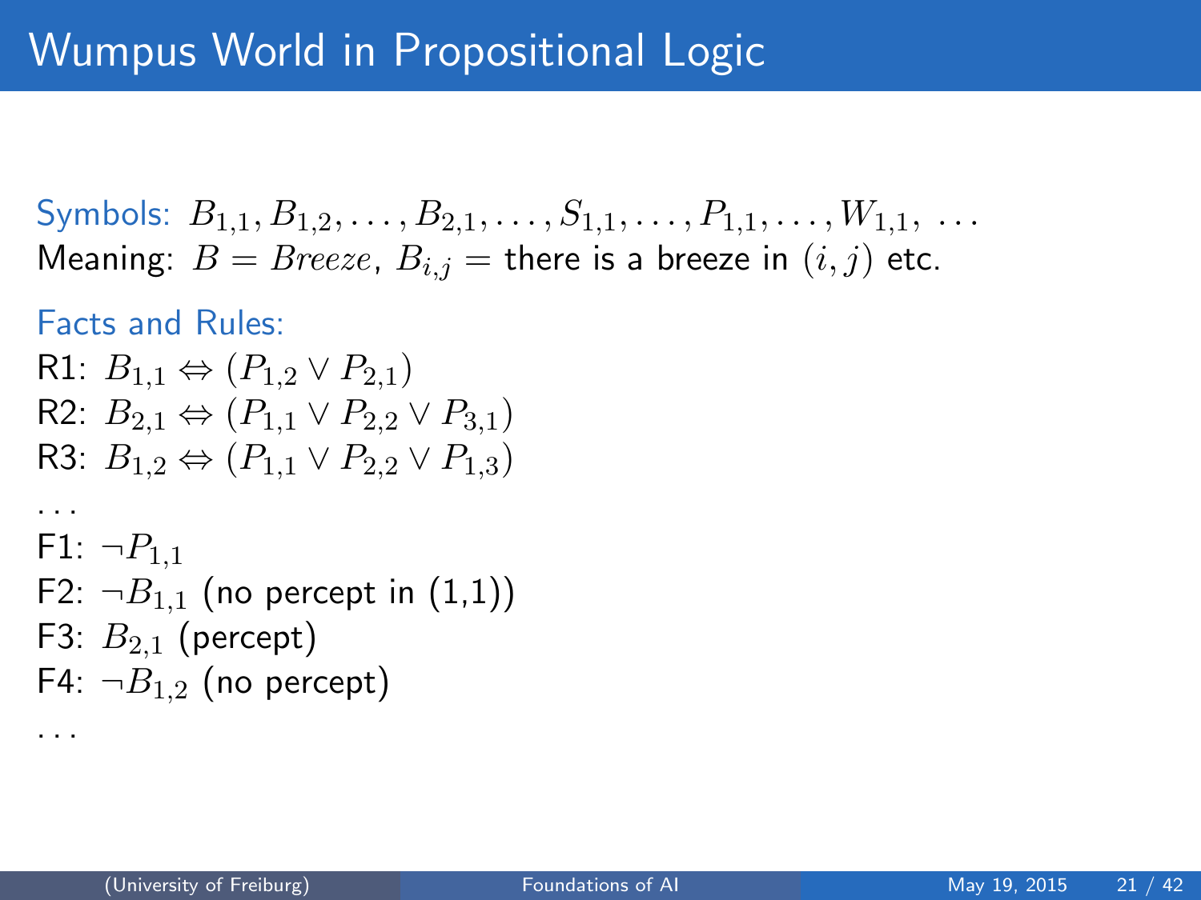# Wumpus World in Propositional Logic

Symbols: $B_{1,1}, B_{1,2}, \ldots, B_{2,1}, \ldots, S_{1,1}, \ldots, P_{1,1}, \ldots, W_{1,1}, \ldots$

Meaning: $B = Breeze$, $B_{i,j}$ = there is a breeze in $(i,j)$ etc.

Facts and Rules:

R1: $B_{1,1} \Leftrightarrow (P_{1,2} \vee P_{2,1})$

R2: $B_{2,1} \Leftrightarrow (P_{1,1} \vee P_{2,2} \vee P_{3,1})$

R3: $B_{1,2} \Leftrightarrow (P_{1,1} \vee P_{2,2} \vee P_{1,3})$

...

F1: $\neg P_{1,1}$

F2: $\neg B_{1,1}$ (no percept in (1,1))

F3: $B_{2,1}$ (percept)

F4: $\neg B_{1,2}$ (no percept)

...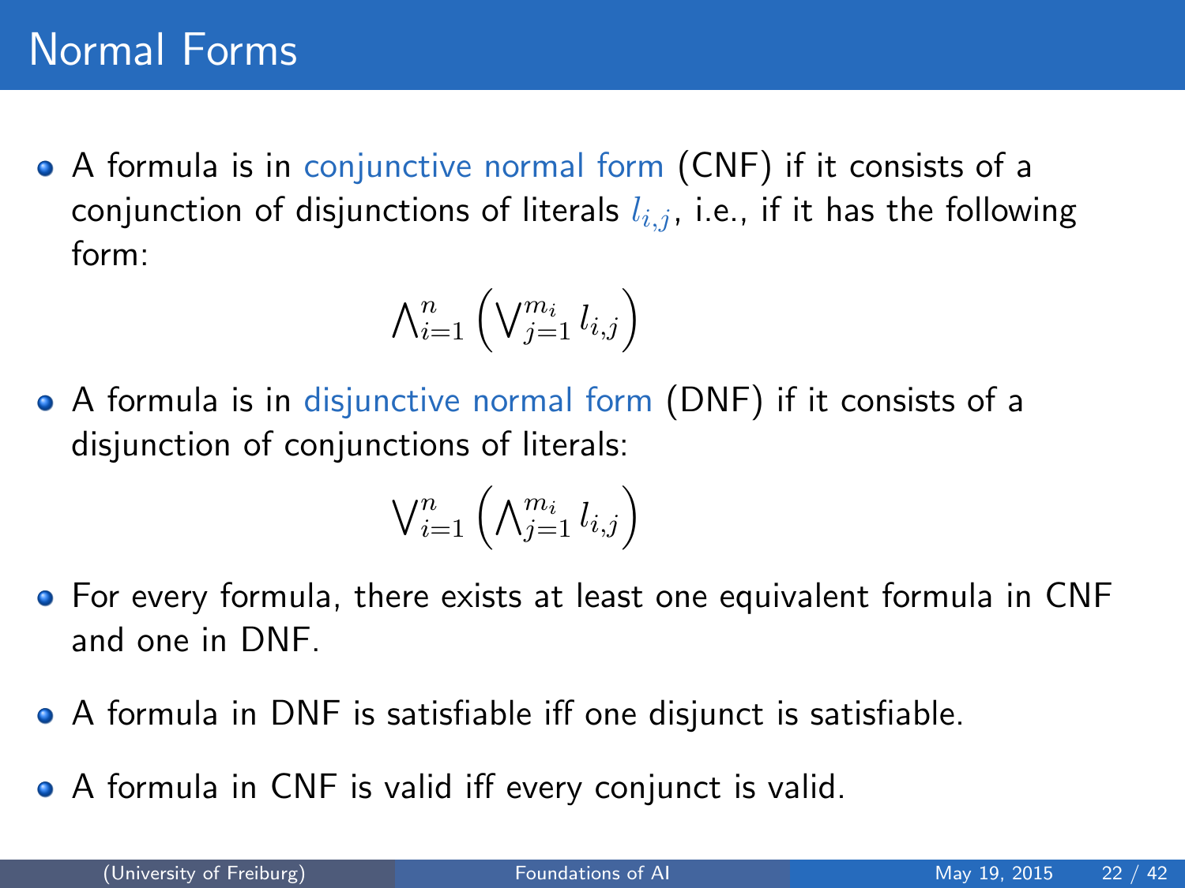# Normal Forms

- A formula is in conjunctive normal form (CNF) if it consists of a conjunction of disjunctions of literals $l_{i,j}$, i.e., if it has the following form:

$$\bigwedge_{i=1}^{n} \left( \bigvee_{j=1}^{m_i} l_{i,j} \right)$$

- A formula is in disjunctive normal form (DNF) if it consists of a disjunction of conjunctions of literals:

$$\bigvee_{i=1}^{n} \left( \bigwedge_{j=1}^{m_i} l_{i,j} \right)$$

- For every formula, there exists at least one equivalent formula in CNF and one in DNF.
- A formula in DNF is satisfiable iff one disjunct is satisfiable.
- A formula in CNF is valid iff every conjunct is valid.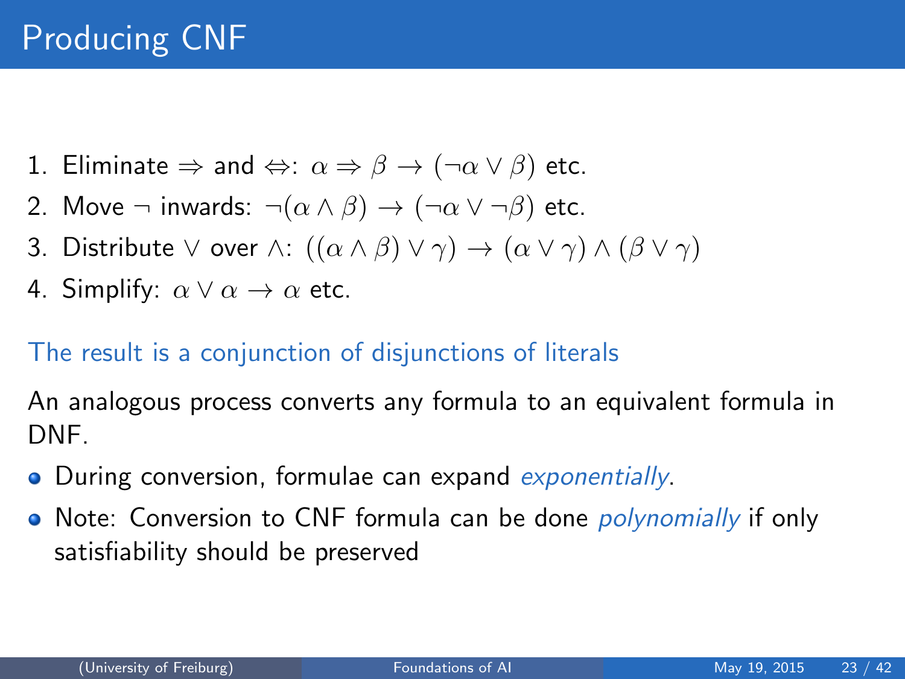# Producing CNF

1. Eliminate $\Rightarrow$ and $\Leftrightarrow$: $\alpha \Rightarrow \beta \rightarrow (\neg\alpha \vee \beta)$ etc.
2. Move $\neg$ inwards: $\neg(\alpha \wedge \beta) \rightarrow (\neg\alpha \vee \neg\beta)$ etc.
3. Distribute $\vee$ over $\wedge$: $((\alpha \wedge \beta) \vee \gamma) \rightarrow (\alpha \vee \gamma) \wedge (\beta \vee \gamma)$
4. Simplify: $\alpha \vee \alpha \rightarrow \alpha$ etc.

The result is a conjunction of disjunctions of literals

An analogous process converts any formula to an equivalent formula in DNF.

- During conversion, formulae can expand *exponentially*.
- Note: Conversion to CNF formula can be done *polynomially* if only satisfiability should be preserved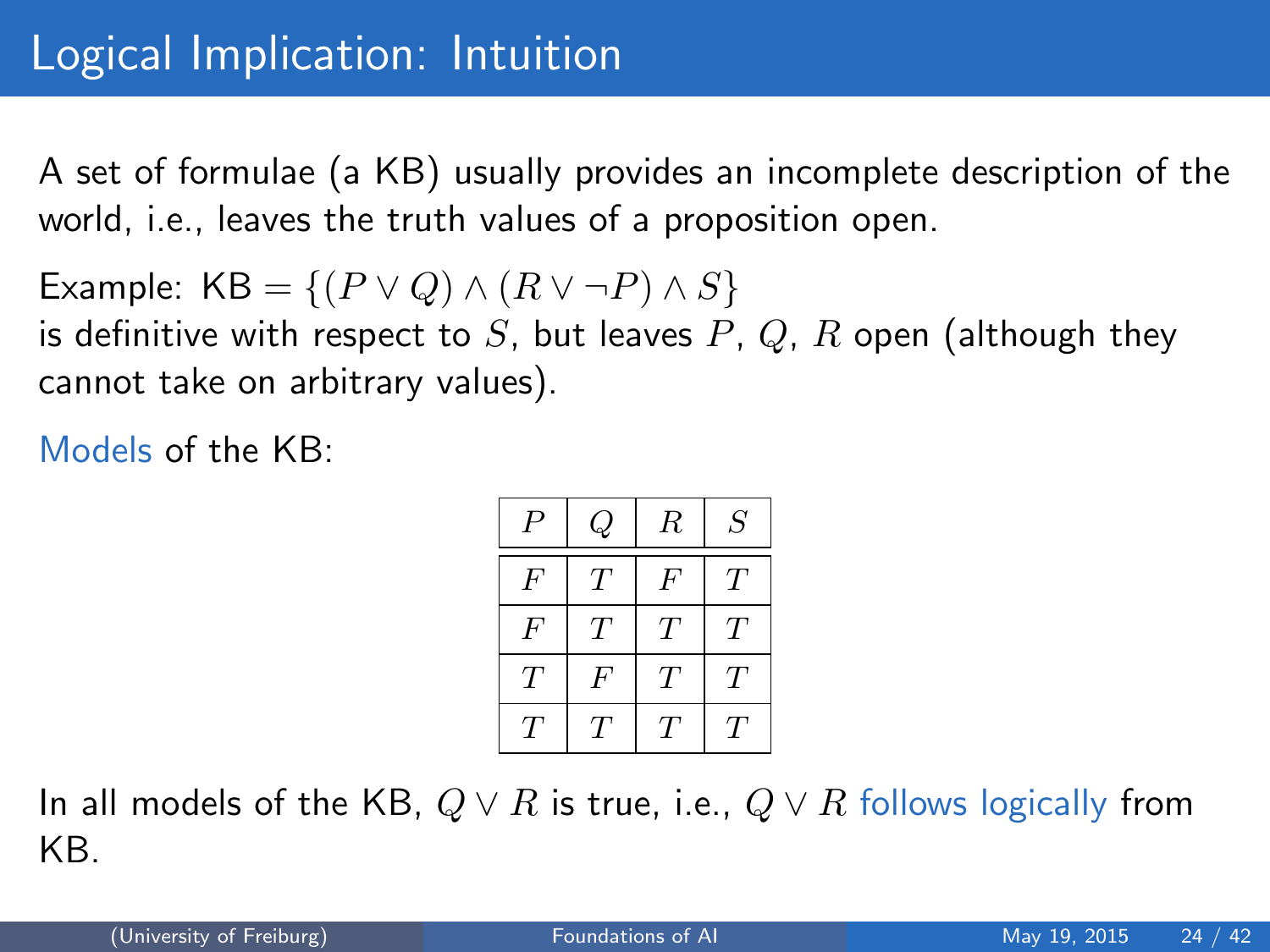# Logical Implication: Intuition

A set of formulae (a KB) usually provides an incomplete description of the world, i.e., leaves the truth values of a proposition open.

Example: $\text{KB} = \{(P \vee Q) \wedge (R \vee \neg P) \wedge S\}$
is definitive with respect to $S$, but leaves $P$, $Q$, $R$ open (although they cannot take on arbitrary values).

Models of the KB:

| $P$ | $Q$ | $R$ | $S$ |
|---|---|---|---|
| $F$ | $T$ | $F$ | $T$ |
| $F$ | $T$ | $T$ | $T$ |
| $T$ | $F$ | $T$ | $T$ |
| $T$ | $T$ | $T$ | $T$ |

In all models of the KB, $Q \vee R$ is true, i.e., $Q \vee R$ follows logically from KB.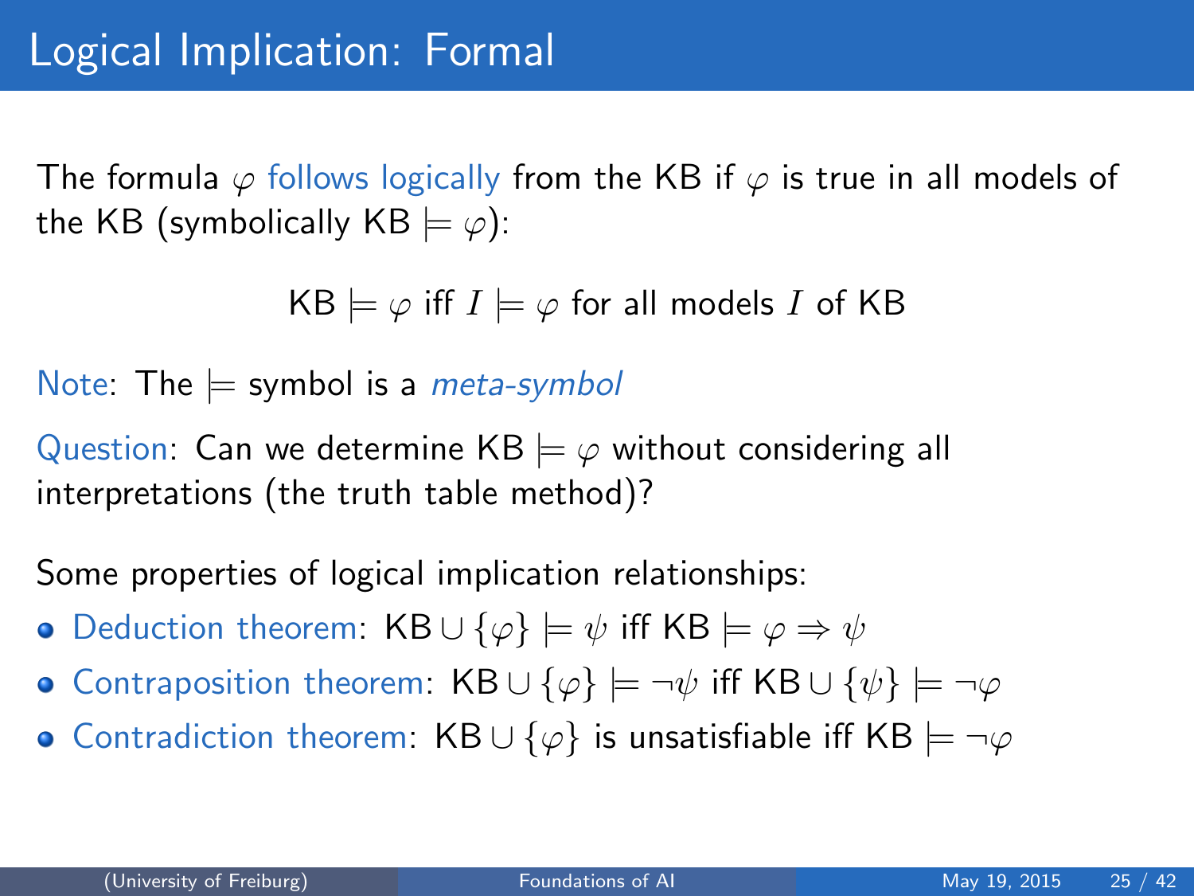# Logical Implication: Formal

The formula $\varphi$ follows logically from the KB if $\varphi$ is true in all models of the KB (symbolically KB $\models \varphi$):

$$\text{KB} \models \varphi \text{ iff } I \models \varphi \text{ for all models } I \text{ of KB}$$

Note: The $\models$ symbol is a *meta-symbol*

Question: Can we determine KB $\models \varphi$ without considering all interpretations (the truth table method)?

Some properties of logical implication relationships:

- Deduction theorem: $\text{KB} \cup \{\varphi\} \models \psi$ iff $\text{KB} \models \varphi \Rightarrow \psi$
- Contraposition theorem: $\text{KB} \cup \{\varphi\} \models \neg\psi$ iff $\text{KB} \cup \{\psi\} \models \neg\varphi$
- Contradiction theorem: $\text{KB} \cup \{\varphi\}$ is unsatisfiable iff $\text{KB} \models \neg\varphi$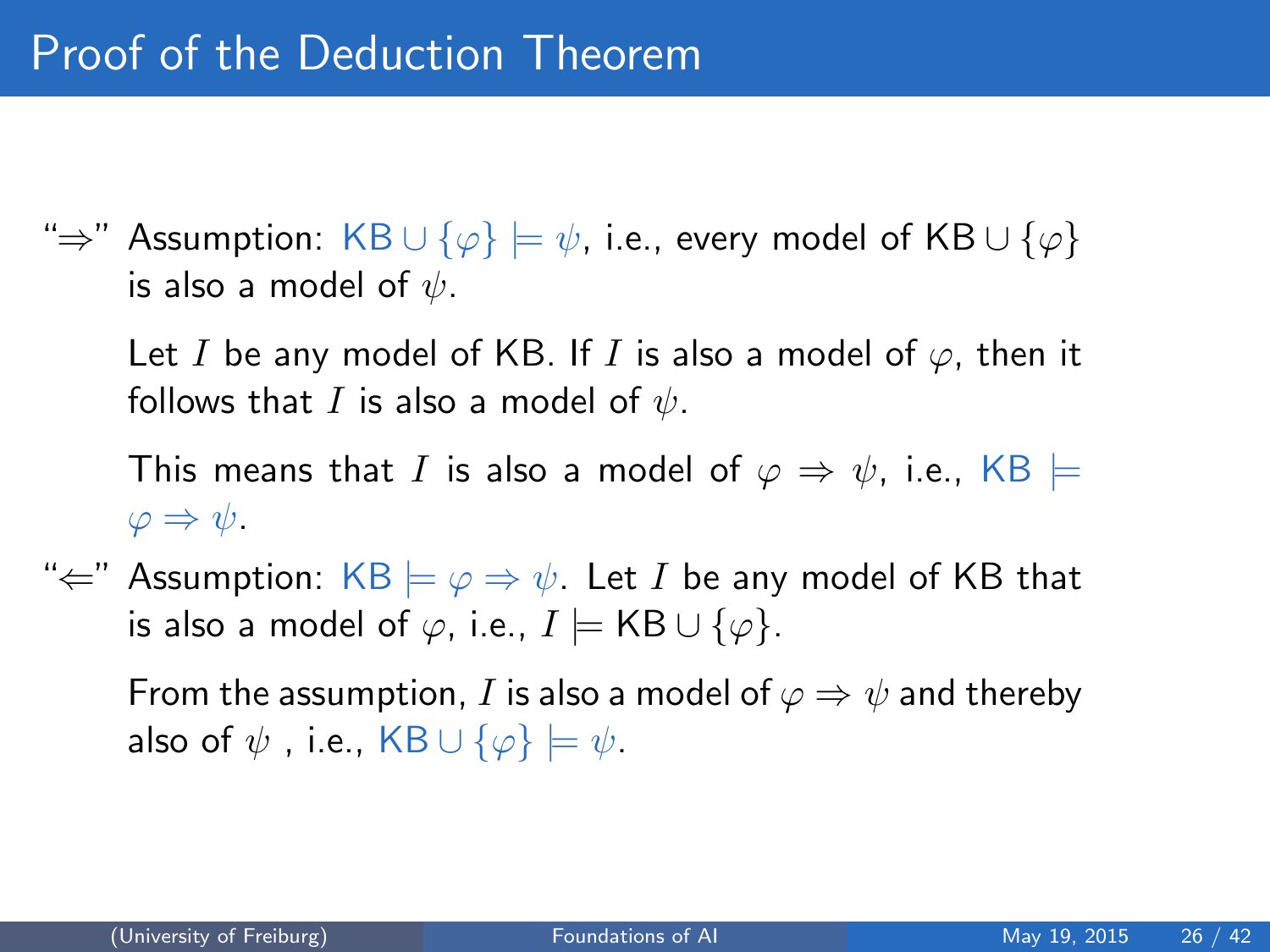# Proof of the Deduction Theorem

"$\Rightarrow$" Assumption: $\text{KB} \cup \{\varphi\} \models \psi$, i.e., every model of $\text{KB} \cup \{\varphi\}$ is also a model of $\psi$.

Let $I$ be any model of KB. If $I$ is also a model of $\varphi$, then it follows that $I$ is also a model of $\psi$.

This means that $I$ is also a model of $\varphi \Rightarrow \psi$, i.e., $\text{KB} \models \varphi \Rightarrow \psi$.

"$\Leftarrow$" Assumption: $\text{KB} \models \varphi \Rightarrow \psi$. Let $I$ be any model of KB that is also a model of $\varphi$, i.e., $I \models \text{KB} \cup \{\varphi\}$.

From the assumption, $I$ is also a model of $\varphi \Rightarrow \psi$ and thereby also of $\psi$ , i.e., $\text{KB} \cup \{\varphi\} \models \psi$.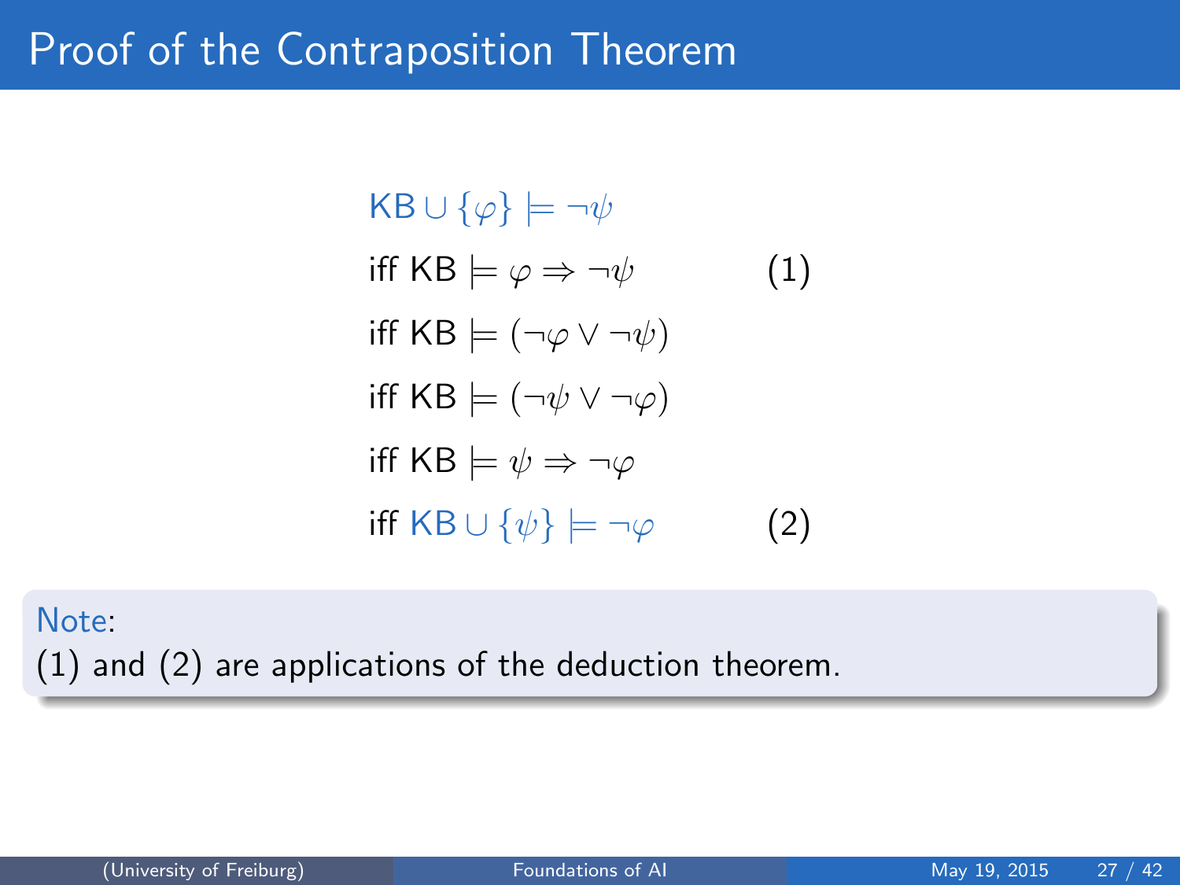# Proof of the Contraposition Theorem

$$
\begin{aligned}
& \mathsf{KB} \cup \{\varphi\} \models \neg\psi \\
& \text{iff } \mathsf{KB} \models \varphi \Rightarrow \neg\psi && (1) \\
& \text{iff } \mathsf{KB} \models (\neg\varphi \vee \neg\psi) \\
& \text{iff } \mathsf{KB} \models (\neg\psi \vee \neg\varphi) \\
& \text{iff } \mathsf{KB} \models \psi \Rightarrow \neg\varphi \\
& \text{iff } \mathsf{KB} \cup \{\psi\} \models \neg\varphi && (2)
\end{aligned}
$$

**Note:**
(1) and (2) are applications of the deduction theorem.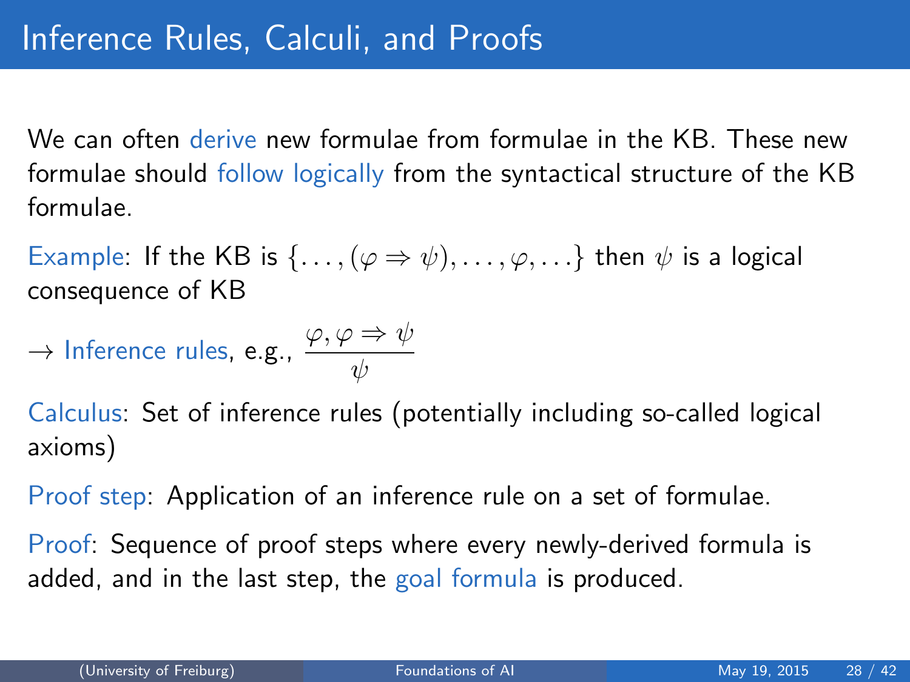# Inference Rules, Calculi, and Proofs

We can often derive new formulae from formulae in the KB. These new formulae should follow logically from the syntactical structure of the KB formulae.

Example: If the KB is $\{\ldots, (\varphi \Rightarrow \psi), \ldots, \varphi, \ldots\}$ then $\psi$ is a logical consequence of KB

→ Inference rules, e.g., $\dfrac{\varphi, \varphi \Rightarrow \psi}{\psi}$

Calculus: Set of inference rules (potentially including so-called logical axioms)

Proof step: Application of an inference rule on a set of formulae.

Proof: Sequence of proof steps where every newly-derived formula is added, and in the last step, the goal formula is produced.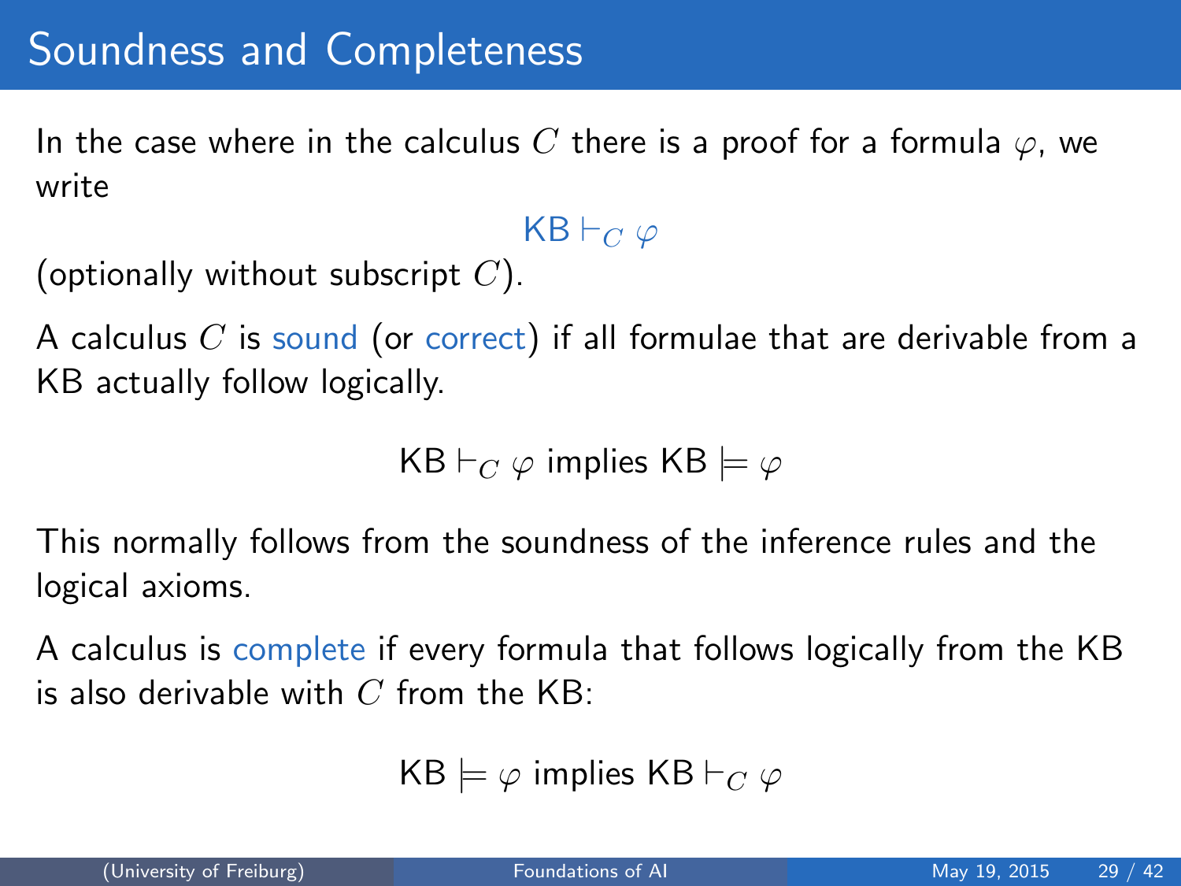# Soundness and Completeness

In the case where in the calculus $C$ there is a proof for a formula $\varphi$, we write

$$\text{KB} \vdash_C \varphi$$

(optionally without subscript $C$).

A calculus $C$ is sound (or correct) if all formulae that are derivable from a KB actually follow logically.

$$\text{KB} \vdash_C \varphi \text{ implies } \text{KB} \models \varphi$$

This normally follows from the soundness of the inference rules and the logical axioms.

A calculus is complete if every formula that follows logically from the KB is also derivable with $C$ from the KB:

$$\text{KB} \models \varphi \text{ implies } \text{KB} \vdash_C \varphi$$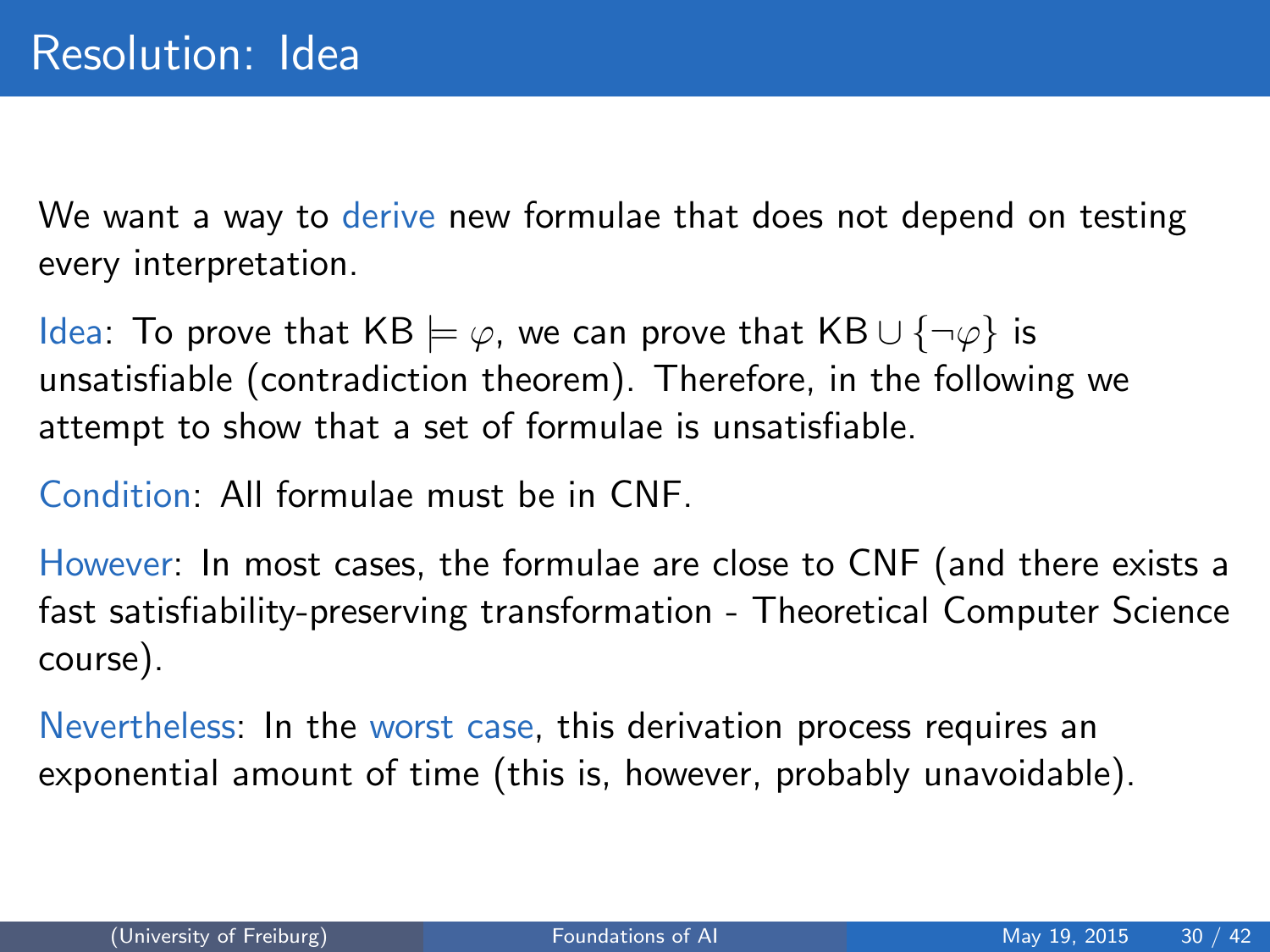# Resolution: Idea

We want a way to derive new formulae that does not depend on testing every interpretation.

Idea: To prove that $\text{KB} \models \varphi$, we can prove that $\text{KB} \cup \{\neg\varphi\}$ is unsatisfiable (contradiction theorem). Therefore, in the following we attempt to show that a set of formulae is unsatisfiable.

Condition: All formulae must be in CNF.

However: In most cases, the formulae are close to CNF (and there exists a fast satisfiability-preserving transformation - Theoretical Computer Science course).

Nevertheless: In the worst case, this derivation process requires an exponential amount of time (this is, however, probably unavoidable).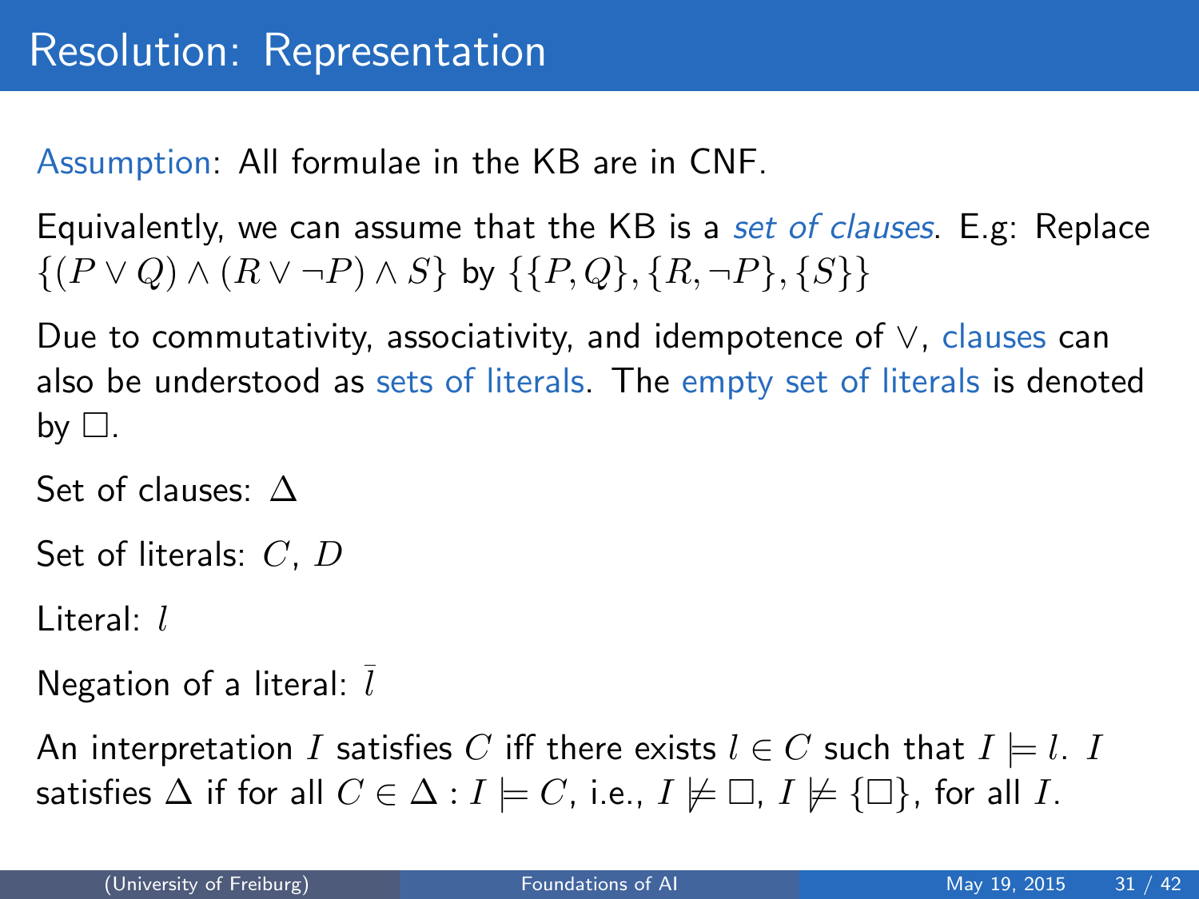# Resolution: Representation

Assumption: All formulae in the KB are in CNF.

Equivalently, we can assume that the KB is a *set of clauses*. E.g: Replace $\{(P \vee Q) \wedge (R \vee \neg P) \wedge S\}$ by $\{\{P, Q\}, \{R, \neg P\}, \{S\}\}$

Due to commutativity, associativity, and idempotence of $\vee$, clauses can also be understood as sets of literals. The empty set of literals is denoted by $\Box$.

Set of clauses: $\Delta$

Set of literals: $C$, $D$

Literal: $l$

Negation of a literal: $\bar{l}$

An interpretation $I$ satisfies $C$ iff there exists $l \in C$ such that $I \models l$. $I$ satisfies $\Delta$ if for all $C \in \Delta : I \models C$, i.e., $I \not\models \Box$, $I \not\models \{\Box\}$, for all $I$.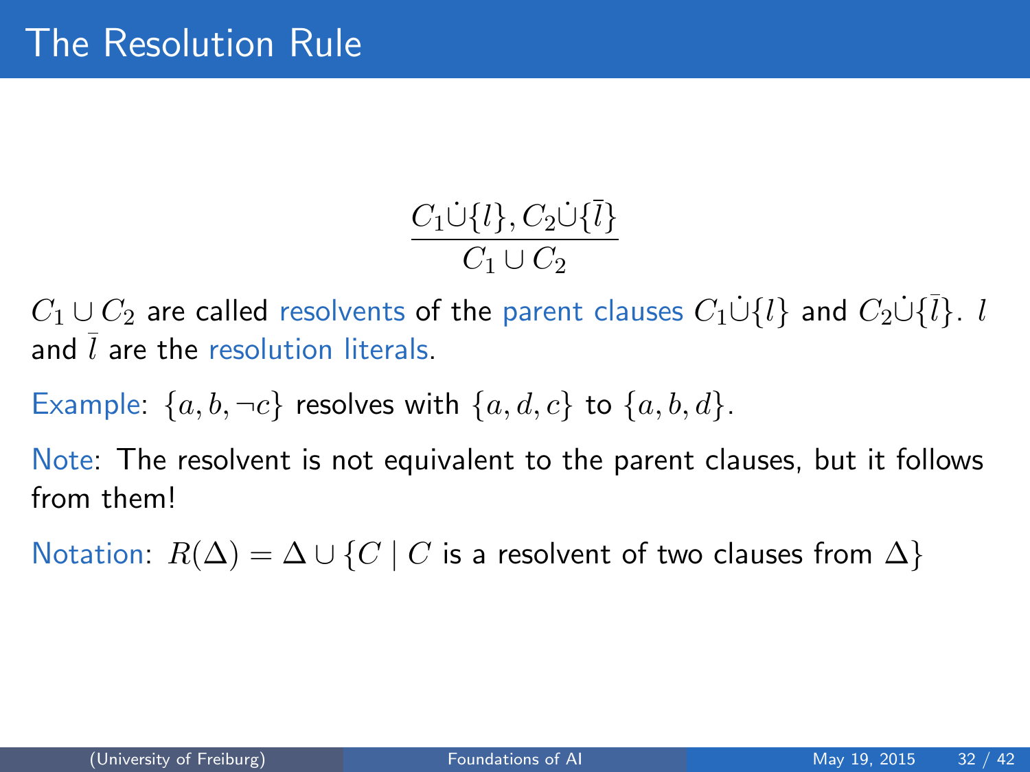# The Resolution Rule

$$\frac{C_1 \dot\cup \{l\}, C_2 \dot\cup \{\bar{l}\}}{C_1 \cup C_2}$$

$C_1 \cup C_2$ are called resolvents of the parent clauses $C_1 \dot\cup \{l\}$ and $C_2 \dot\cup \{\bar{l}\}$. $l$ and $\bar{l}$ are the resolution literals.

Example: $\{a, b, \neg c\}$ resolves with $\{a, d, c\}$ to $\{a, b, d\}$.

Note: The resolvent is not equivalent to the parent clauses, but it follows from them!

Notation: $R(\Delta) = \Delta \cup \{C \mid C \text{ is a resolvent of two clauses from } \Delta\}$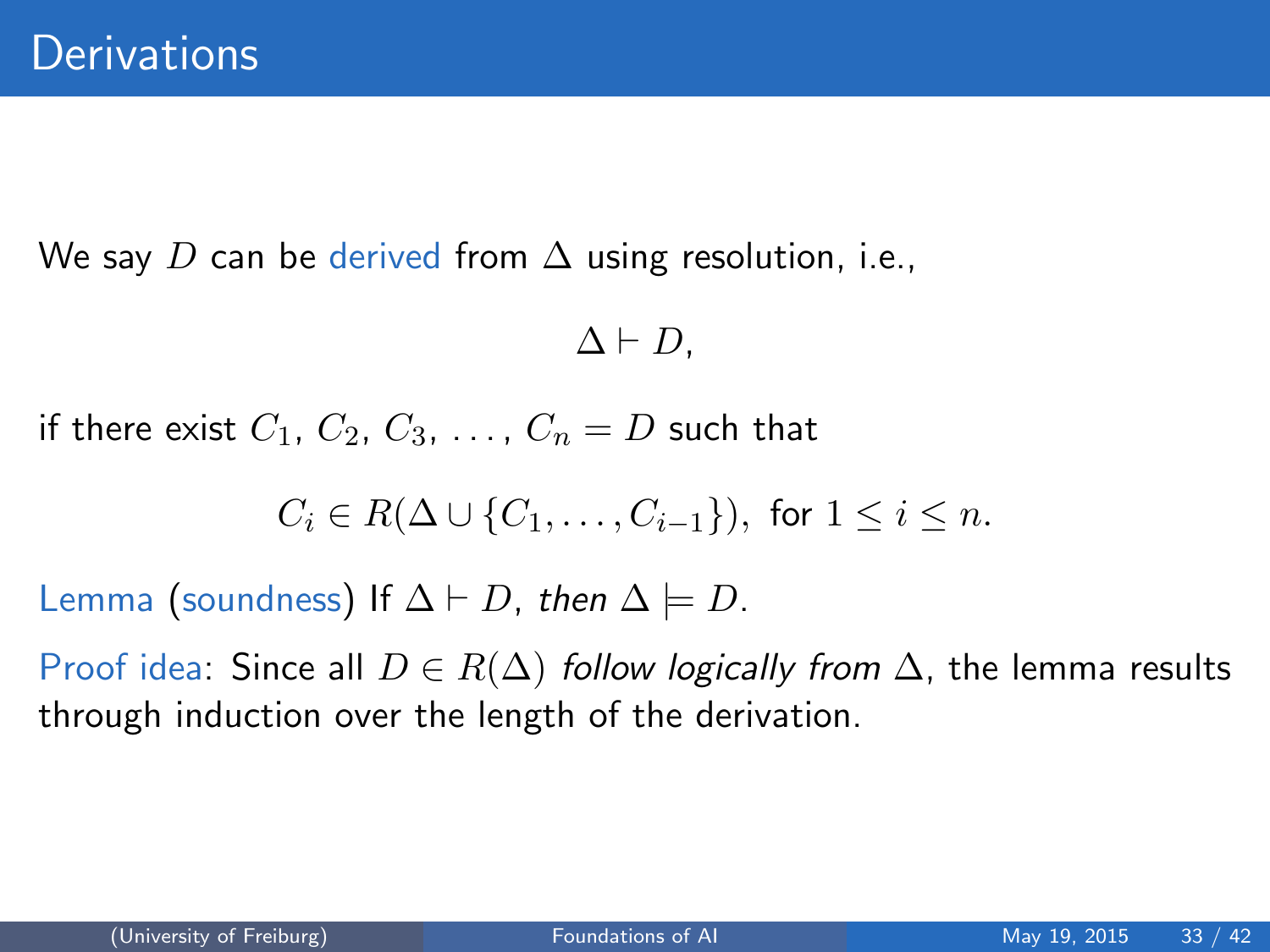# Derivations

We say $D$ can be derived from $\Delta$ using resolution, i.e.,

$$\Delta \vdash D,$$

if there exist $C_1$, $C_2$, $C_3$, $\ldots$, $C_n = D$ such that

$$C_i \in R(\Delta \cup \{C_1, \ldots, C_{i-1}\}), \text{ for } 1 \leq i \leq n.$$

Lemma (soundness) If $\Delta \vdash D$, *then* $\Delta \models D$.

Proof idea: Since all $D \in R(\Delta)$ *follow logically from* $\Delta$, the lemma results through induction over the length of the derivation.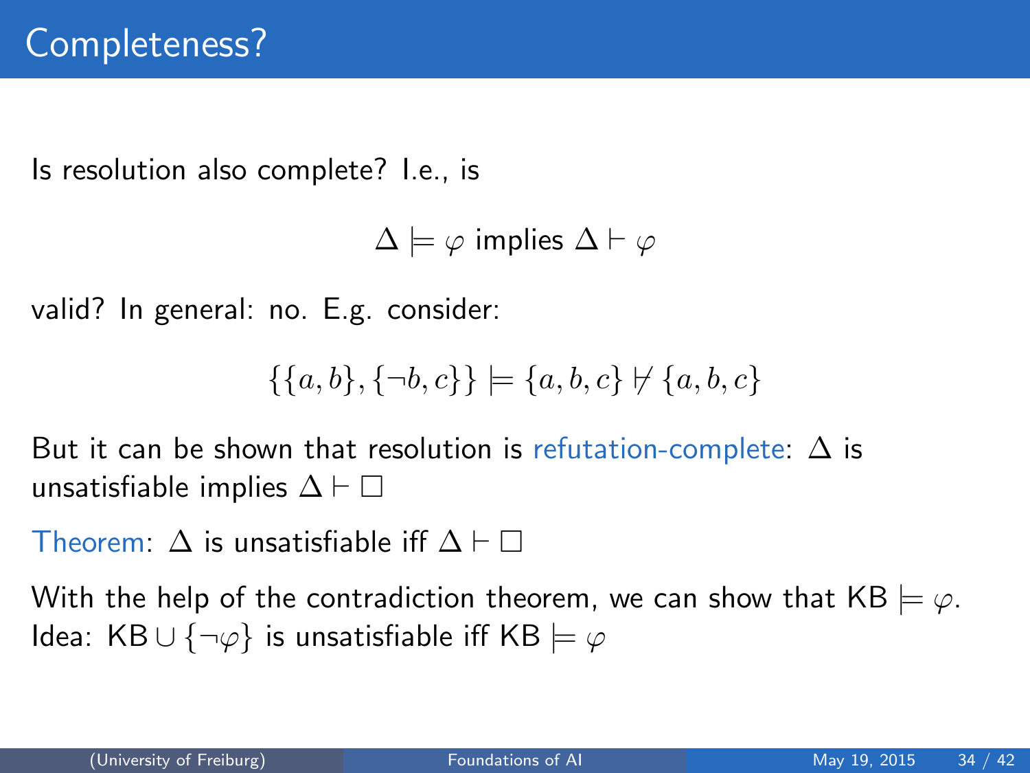# Completeness?

Is resolution also complete? I.e., is

$$\Delta \models \varphi \text{ implies } \Delta \vdash \varphi$$

valid? In general: no. E.g. consider:

$$\{\{a, b\}, \{\neg b, c\}\} \models \{a, b, c\} \not\vdash \{a, b, c\}$$

But it can be shown that resolution is refutation-complete: $\Delta$ is unsatisfiable implies $\Delta \vdash \square$

Theorem: $\Delta$ is unsatisfiable iff $\Delta \vdash \square$

With the help of the contradiction theorem, we can show that $\text{KB} \models \varphi$.
Idea: $\text{KB} \cup \{\neg\varphi\}$ is unsatisfiable iff $\text{KB} \models \varphi$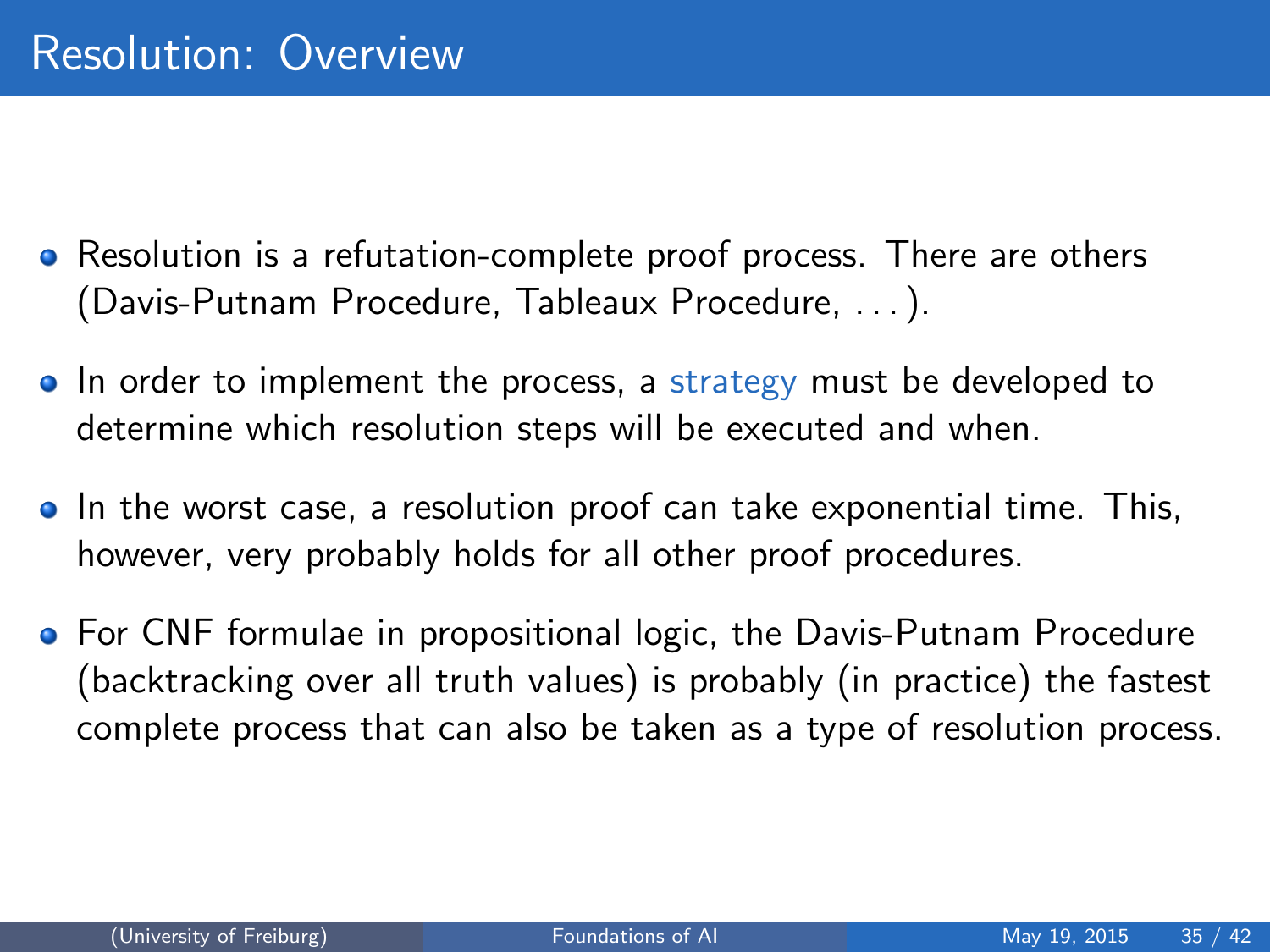# Resolution: Overview

- Resolution is a refutation-complete proof process. There are others (Davis-Putnam Procedure, Tableaux Procedure, . . . ).
- In order to implement the process, a strategy must be developed to determine which resolution steps will be executed and when.
- In the worst case, a resolution proof can take exponential time. This, however, very probably holds for all other proof procedures.
- For CNF formulae in propositional logic, the Davis-Putnam Procedure (backtracking over all truth values) is probably (in practice) the fastest complete process that can also be taken as a type of resolution process.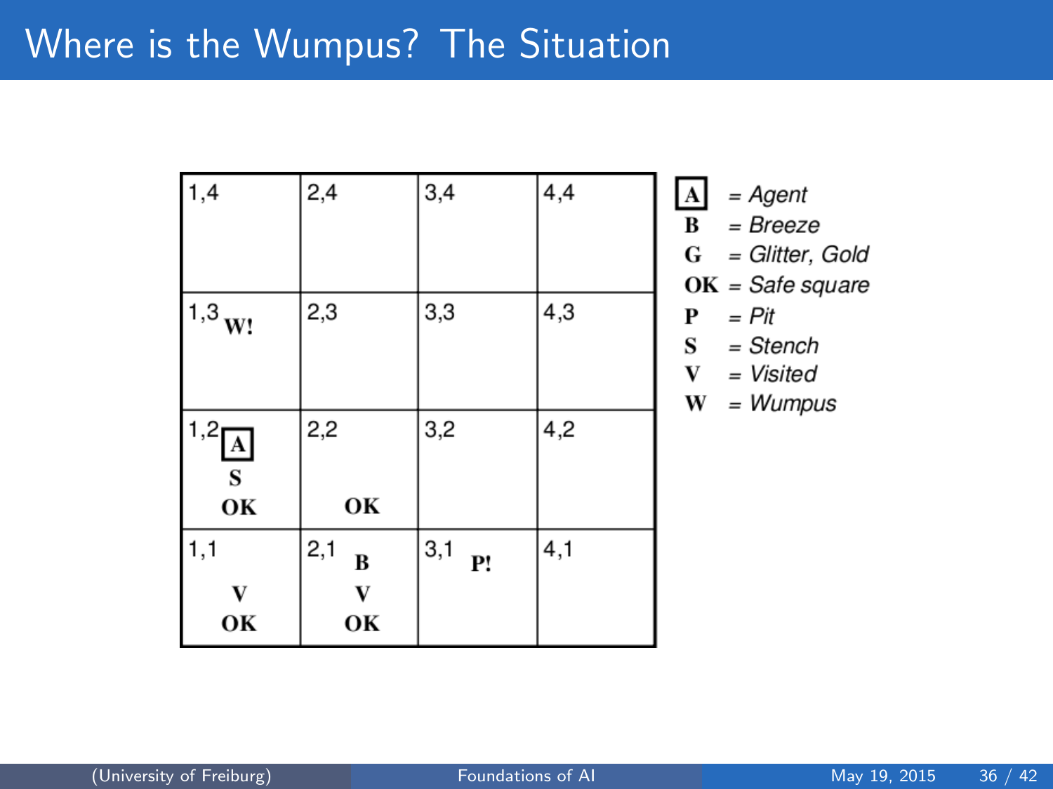# Where is the Wumpus? The Situation

| | | | |
|---|---|---|---|
| 1,4 | 2,4 | 3,4 | 4,4 |
| 1,3 **W!** | 2,3 | 3,3 | 4,3 |
| 1,2 **A** **S** **OK** | 2,2 **OK** | 3,2 | 4,2 |
| 1,1 **V** **OK** | 2,1 **B** **V** **OK** | 3,1 **P!** | 4,1 |

- **A** = *Agent*
- **B** = *Breeze*
- **G** = *Glitter, Gold*
- **OK** = *Safe square*
- **P** = *Pit*
- **S** = *Stench*
- **V** = *Visited*
- **W** = *Wumpus*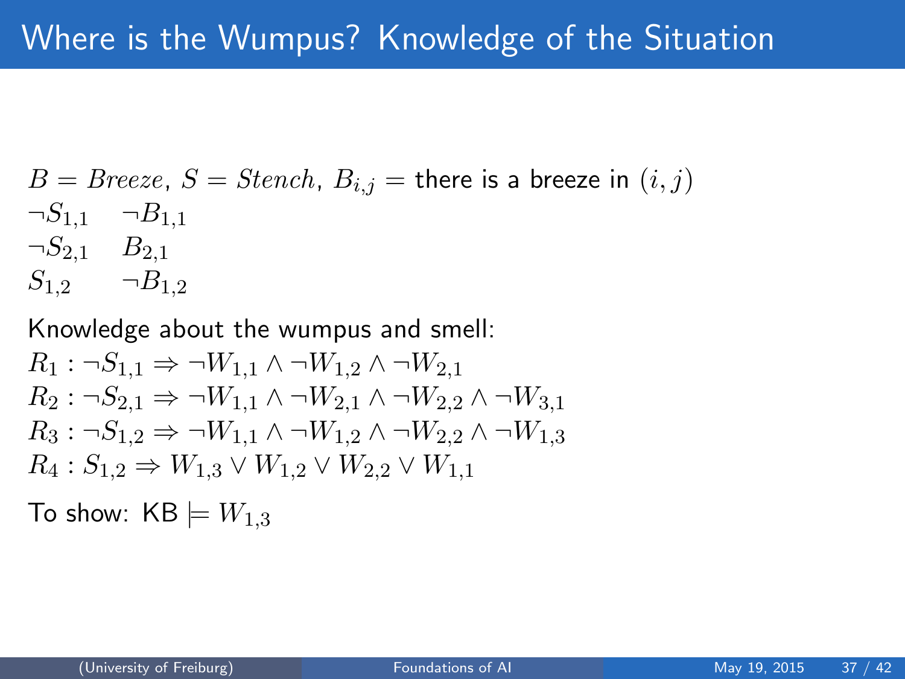# Where is the Wumpus? Knowledge of the Situation

$B = Breeze$, $S = Stench$, $B_{i,j}$ = there is a breeze in $(i, j)$

$\neg S_{1,1} \quad \neg B_{1,1}$

$\neg S_{2,1} \quad B_{2,1}$

$S_{1,2} \quad \neg B_{1,2}$

Knowledge about the wumpus and smell:

$R_1 : \neg S_{1,1} \Rightarrow \neg W_{1,1} \wedge \neg W_{1,2} \wedge \neg W_{2,1}$

$R_2 : \neg S_{2,1} \Rightarrow \neg W_{1,1} \wedge \neg W_{2,1} \wedge \neg W_{2,2} \wedge \neg W_{3,1}$

$R_3 : \neg S_{1,2} \Rightarrow \neg W_{1,1} \wedge \neg W_{1,2} \wedge \neg W_{2,2} \wedge \neg W_{1,3}$

$R_4 : S_{1,2} \Rightarrow W_{1,3} \vee W_{1,2} \vee W_{2,2} \vee W_{1,1}$

To show: KB $\models W_{1,3}$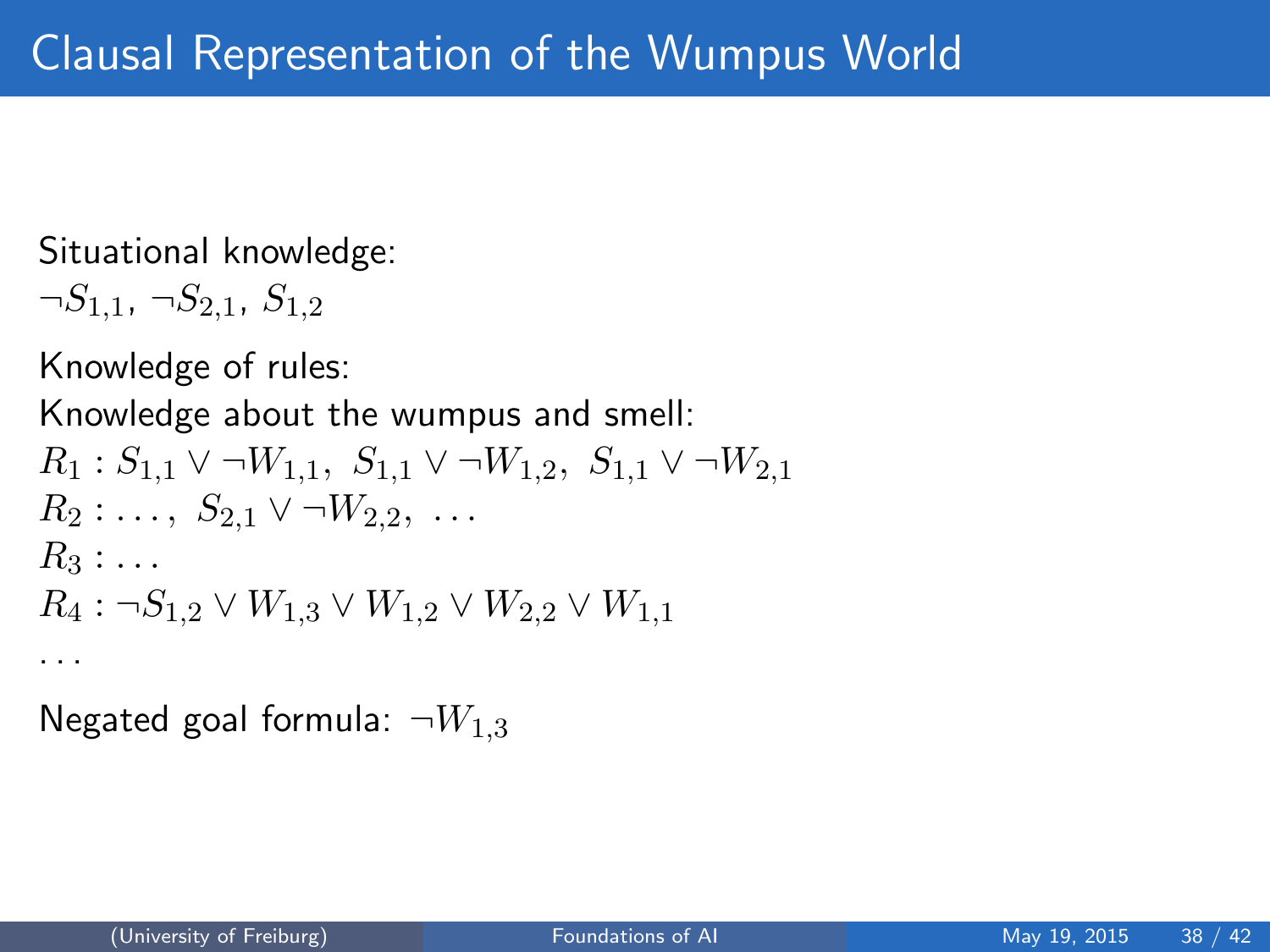# Clausal Representation of the Wumpus World

Situational knowledge:
$\neg S_{1,1}$, $\neg S_{2,1}$, $S_{1,2}$

Knowledge of rules:
Knowledge about the wumpus and smell:
$R_1 : S_{1,1} \vee \neg W_{1,1},\ S_{1,1} \vee \neg W_{1,2},\ S_{1,1} \vee \neg W_{2,1}$
$R_2 : \ldots,\ S_{2,1} \vee \neg W_{2,2},\ \ldots$
$R_3 : \ldots$
$R_4 : \neg S_{1,2} \vee W_{1,3} \vee W_{1,2} \vee W_{2,2} \vee W_{1,1}$
...

Negated goal formula: $\neg W_{1,3}$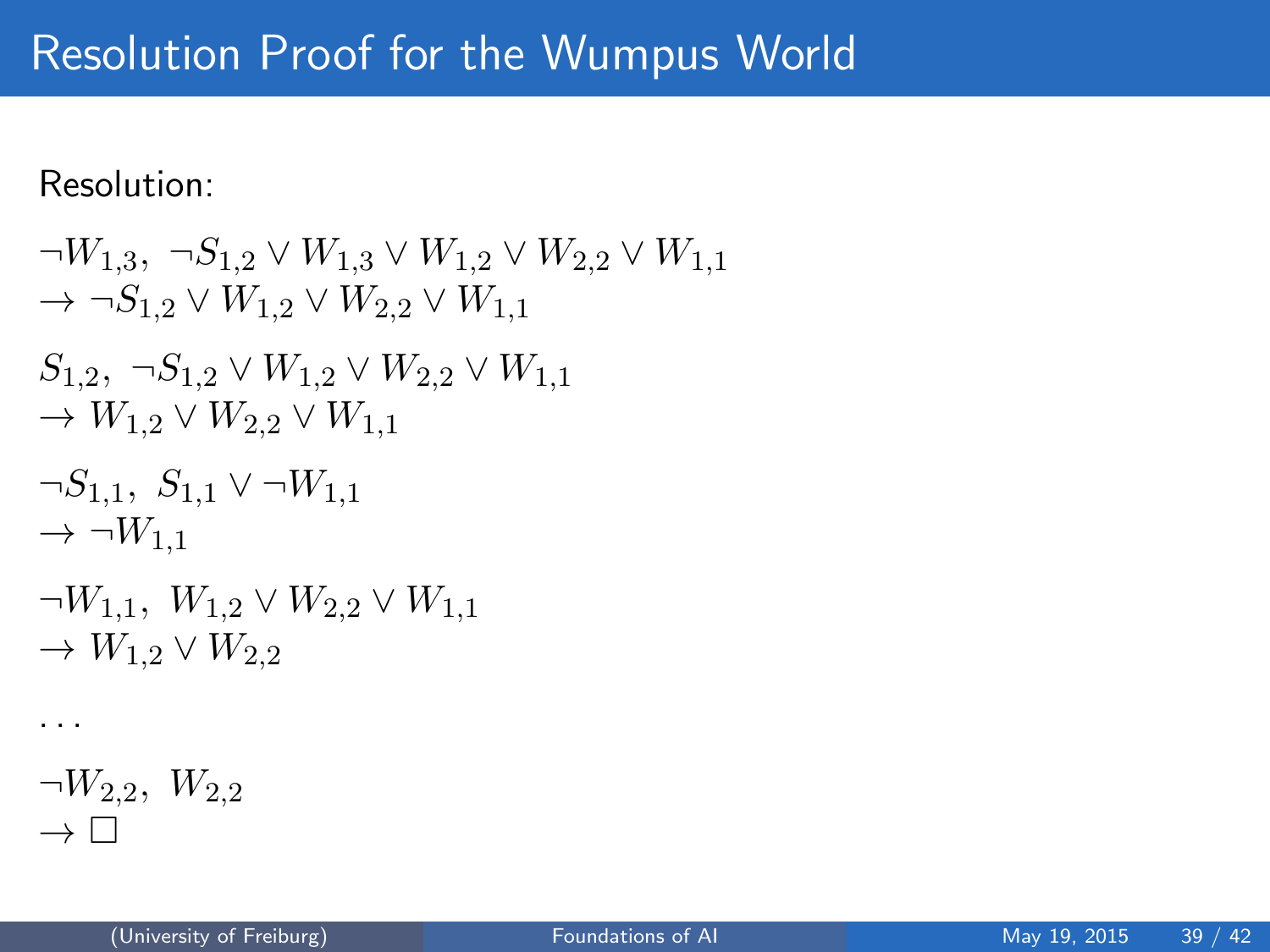# Resolution Proof for the Wumpus World

Resolution:

$\neg W_{1,3},\ \neg S_{1,2} \vee W_{1,3} \vee W_{1,2} \vee W_{2,2} \vee W_{1,1}$
$\rightarrow \neg S_{1,2} \vee W_{1,2} \vee W_{2,2} \vee W_{1,1}$

$S_{1,2},\ \neg S_{1,2} \vee W_{1,2} \vee W_{2,2} \vee W_{1,1}$
$\rightarrow W_{1,2} \vee W_{2,2} \vee W_{1,1}$

$\neg S_{1,1},\ S_{1,1} \vee \neg W_{1,1}$
$\rightarrow \neg W_{1,1}$

$\neg W_{1,1},\ W_{1,2} \vee W_{2,2} \vee W_{1,1}$
$\rightarrow W_{1,2} \vee W_{2,2}$

...

$\neg W_{2,2},\ W_{2,2}$
$\rightarrow \square$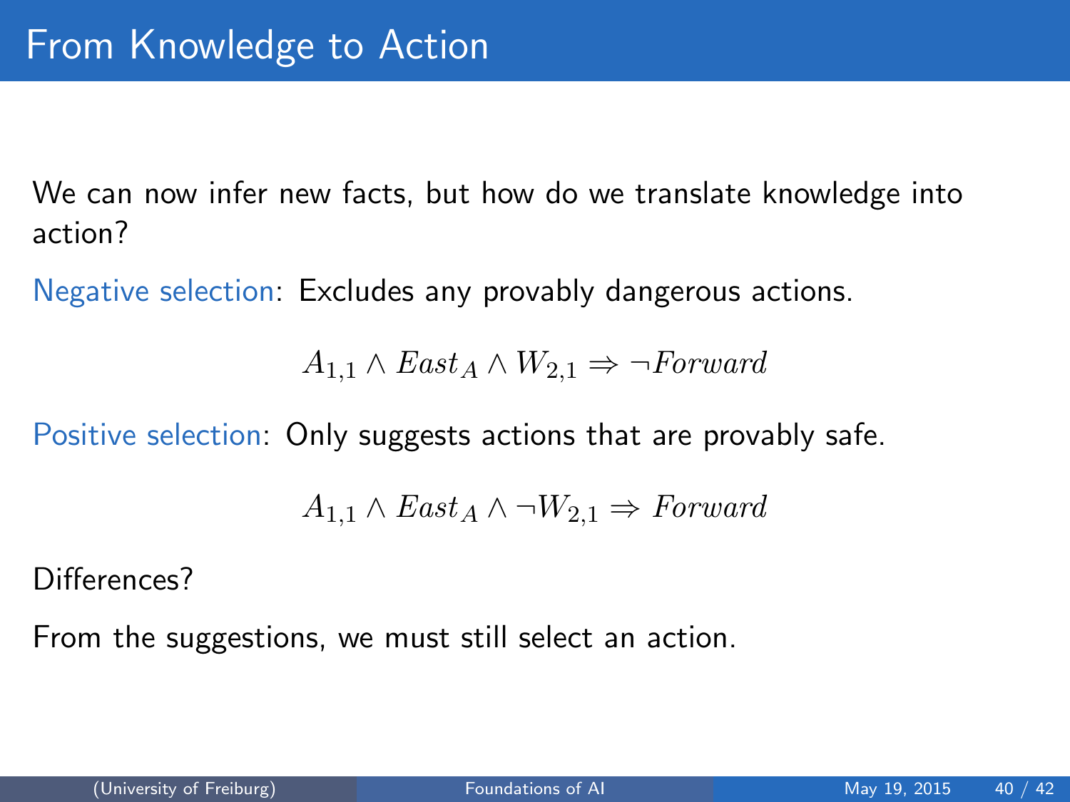# From Knowledge to Action

We can now infer new facts, but how do we translate knowledge into action?

Negative selection: Excludes any provably dangerous actions.

$$A_{1,1} \land East_A \land W_{2,1} \Rightarrow \neg Forward$$

Positive selection: Only suggests actions that are provably safe.

$$A_{1,1} \land East_A \land \neg W_{2,1} \Rightarrow Forward$$

Differences?

From the suggestions, we must still select an action.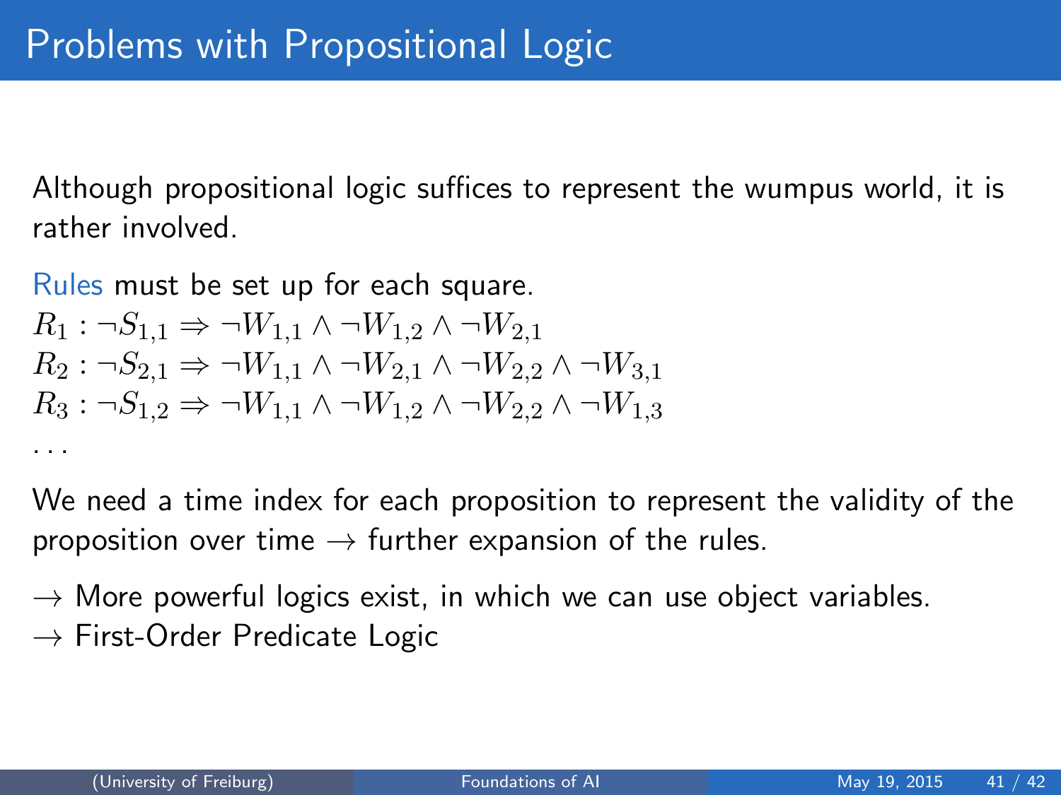# Problems with Propositional Logic

Although propositional logic suffices to represent the wumpus world, it is rather involved.

Rules must be set up for each square.

$R_1 : \neg S_{1,1} \Rightarrow \neg W_{1,1} \wedge \neg W_{1,2} \wedge \neg W_{2,1}$
$R_2 : \neg S_{2,1} \Rightarrow \neg W_{1,1} \wedge \neg W_{2,1} \wedge \neg W_{2,2} \wedge \neg W_{3,1}$
$R_3 : \neg S_{1,2} \Rightarrow \neg W_{1,1} \wedge \neg W_{1,2} \wedge \neg W_{2,2} \wedge \neg W_{1,3}$
...

We need a time index for each proposition to represent the validity of the proposition over time → further expansion of the rules.

→ More powerful logics exist, in which we can use object variables.
→ First-Order Predicate Logic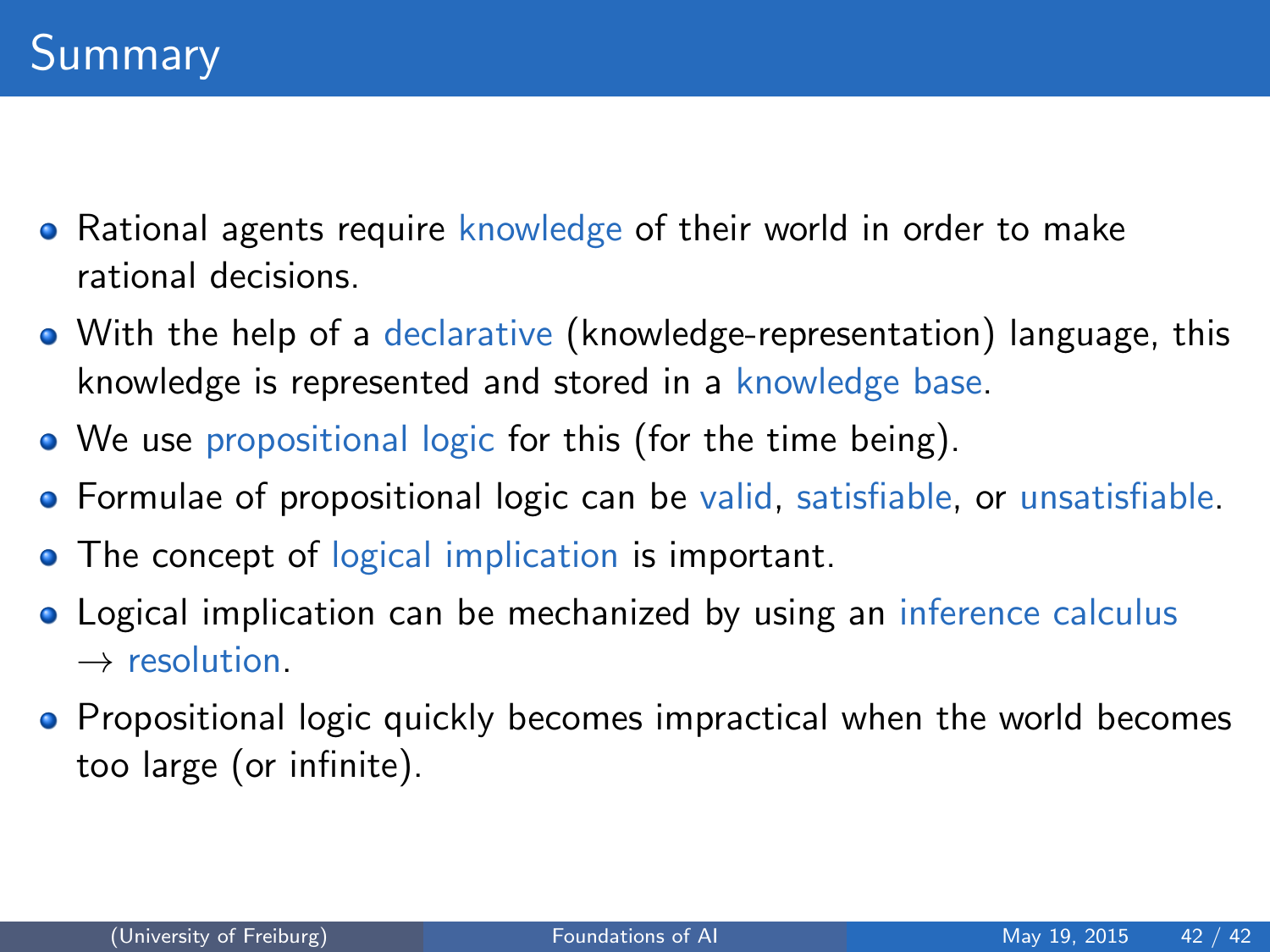# Summary

- Rational agents require knowledge of their world in order to make rational decisions.
- With the help of a declarative (knowledge-representation) language, this knowledge is represented and stored in a knowledge base.
- We use propositional logic for this (for the time being).
- Formulae of propositional logic can be valid, satisfiable, or unsatisfiable.
- The concept of logical implication is important.
- Logical implication can be mechanized by using an inference calculus $\rightarrow$ resolution.
- Propositional logic quickly becomes impractical when the world becomes too large (or infinite).